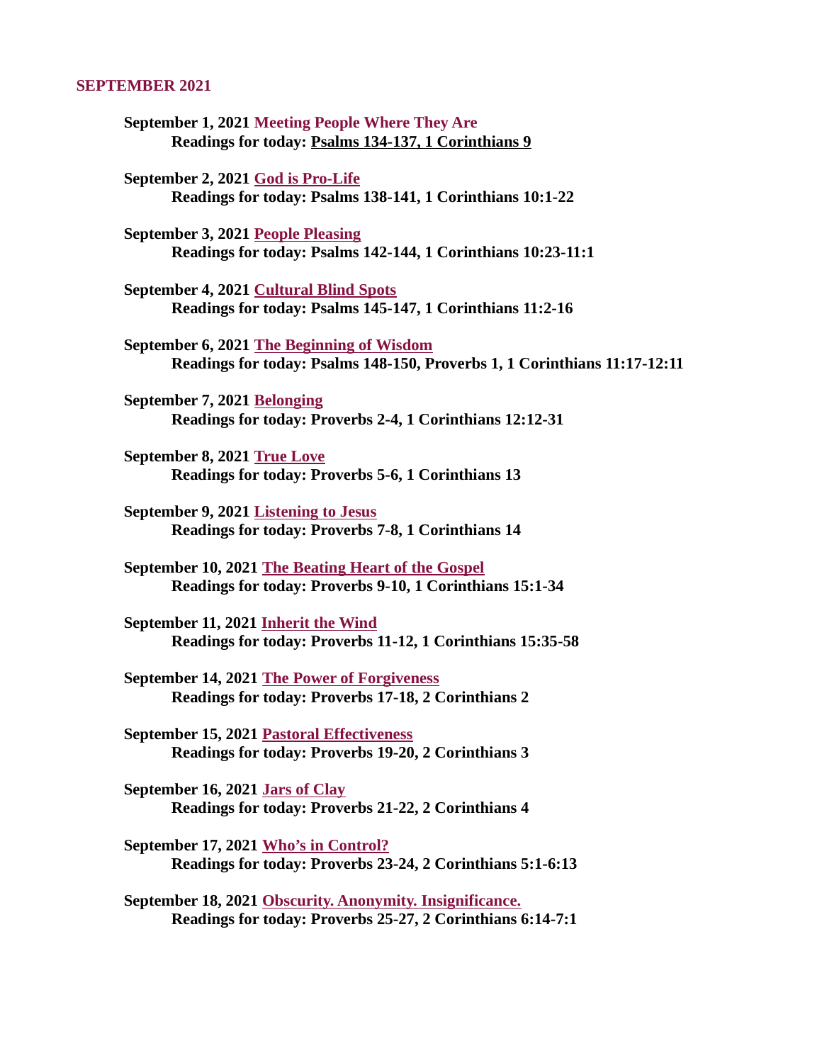## SEPTEMBER 2021

**September 1, 2021 Meeting People Where They Are**
**Readings for today: Psalms 134-137, 1 Corinthians 9**

**September 2, 2021 God is Pro-Life**
**Readings for today: Psalms 138-141, 1 Corinthians 10:1-22**

**September 3, 2021 People Pleasing**
**Readings for today: Psalms 142-144, 1 Corinthians 10:23-11:1**

**September 4, 2021 Cultural Blind Spots**
**Readings for today: Psalms 145-147, 1 Corinthians 11:2-16**

**September 6, 2021 The Beginning of Wisdom**
**Readings for today: Psalms 148-150, Proverbs 1, 1 Corinthians 11:17-12:11**

**September 7, 2021 Belonging**
**Readings for today: Proverbs 2-4, 1 Corinthians 12:12-31**

**September 8, 2021 True Love**
**Readings for today: Proverbs 5-6, 1 Corinthians 13**

**September 9, 2021 Listening to Jesus**
**Readings for today: Proverbs 7-8, 1 Corinthians 14**

**September 10, 2021 The Beating Heart of the Gospel**
**Readings for today: Proverbs 9-10, 1 Corinthians 15:1-34**

**September 11, 2021 Inherit the Wind**
**Readings for today: Proverbs 11-12, 1 Corinthians 15:35-58**

**September 14, 2021 The Power of Forgiveness**
**Readings for today: Proverbs 17-18, 2 Corinthians 2**

**September 15, 2021 Pastoral Effectiveness**
**Readings for today: Proverbs 19-20, 2 Corinthians 3**

**September 16, 2021 Jars of Clay**
**Readings for today: Proverbs 21-22, 2 Corinthians 4**

**September 17, 2021 Who's in Control?**
**Readings for today: Proverbs 23-24, 2 Corinthians 5:1-6:13**

**September 18, 2021 Obscurity. Anonymity. Insignificance.**
**Readings for today: Proverbs 25-27, 2 Corinthians 6:14-7:1**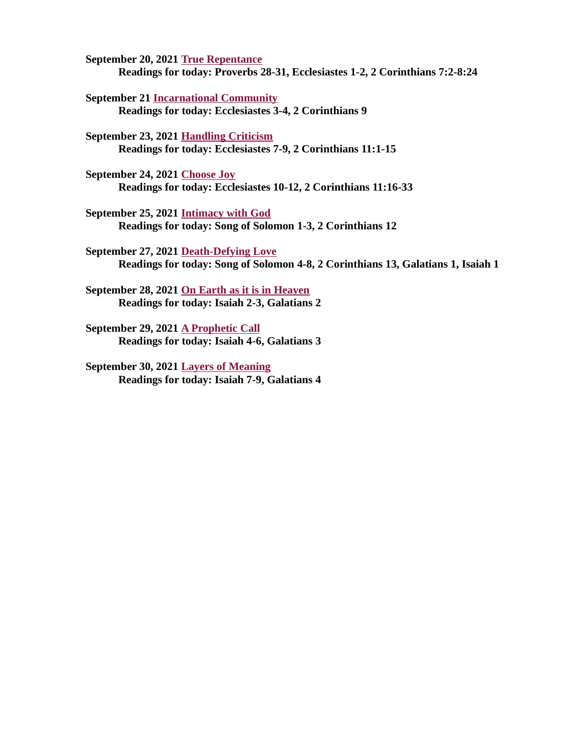**September 20, 2021 True Repentance**
**Readings for today: Proverbs 28-31, Ecclesiastes 1-2, 2 Corinthians 7:2-8:24**

**September 21 Incarnational Community**
**Readings for today: Ecclesiastes 3-4, 2 Corinthians 9**

**September 23, 2021 Handling Criticism**
**Readings for today: Ecclesiastes 7-9, 2 Corinthians 11:1-15**

**September 24, 2021 Choose Joy**
**Readings for today: Ecclesiastes 10-12, 2 Corinthians 11:16-33**

**September 25, 2021 Intimacy with God**
**Readings for today: Song of Solomon 1-3, 2 Corinthians 12**

**September 27, 2021 Death-Defying Love**
**Readings for today: Song of Solomon 4-8, 2 Corinthians 13, Galatians 1, Isaiah 1**

**September 28, 2021 On Earth as it is in Heaven**
**Readings for today: Isaiah 2-3, Galatians 2**

**September 29, 2021 A Prophetic Call**
**Readings for today: Isaiah 4-6, Galatians 3**

**September 30, 2021 Layers of Meaning**
**Readings for today: Isaiah 7-9, Galatians 4**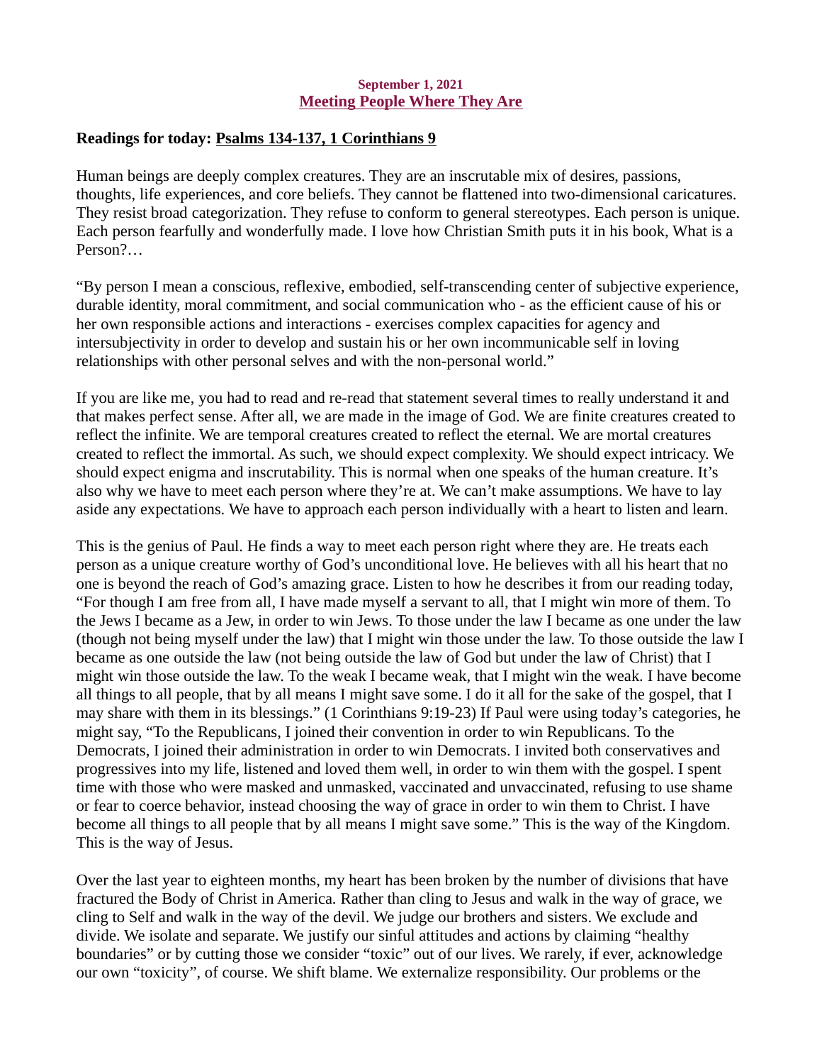September 1, 2021

## Meeting People Where They Are

**Readings for today: Psalms 134-137, 1 Corinthians 9**

Human beings are deeply complex creatures. They are an inscrutable mix of desires, passions, thoughts, life experiences, and core beliefs. They cannot be flattened into two-dimensional caricatures. They resist broad categorization. They refuse to conform to general stereotypes. Each person is unique. Each person fearfully and wonderfully made. I love how Christian Smith puts it in his book, What is a Person?…

"By person I mean a conscious, reflexive, embodied, self-transcending center of subjective experience, durable identity, moral commitment, and social communication who - as the efficient cause of his or her own responsible actions and interactions - exercises complex capacities for agency and intersubjectivity in order to develop and sustain his or her own incommunicable self in loving relationships with other personal selves and with the non-personal world."

If you are like me, you had to read and re-read that statement several times to really understand it and that makes perfect sense. After all, we are made in the image of God. We are finite creatures created to reflect the infinite. We are temporal creatures created to reflect the eternal. We are mortal creatures created to reflect the immortal. As such, we should expect complexity. We should expect intricacy. We should expect enigma and inscrutability. This is normal when one speaks of the human creature. It's also why we have to meet each person where they're at. We can't make assumptions. We have to lay aside any expectations. We have to approach each person individually with a heart to listen and learn.

This is the genius of Paul. He finds a way to meet each person right where they are. He treats each person as a unique creature worthy of God's unconditional love. He believes with all his heart that no one is beyond the reach of God's amazing grace. Listen to how he describes it from our reading today, "For though I am free from all, I have made myself a servant to all, that I might win more of them. To the Jews I became as a Jew, in order to win Jews. To those under the law I became as one under the law (though not being myself under the law) that I might win those under the law. To those outside the law I became as one outside the law (not being outside the law of God but under the law of Christ) that I might win those outside the law. To the weak I became weak, that I might win the weak. I have become all things to all people, that by all means I might save some. I do it all for the sake of the gospel, that I may share with them in its blessings." (1 Corinthians 9:19-23) If Paul were using today's categories, he might say, "To the Republicans, I joined their convention in order to win Republicans. To the Democrats, I joined their administration in order to win Democrats. I invited both conservatives and progressives into my life, listened and loved them well, in order to win them with the gospel. I spent time with those who were masked and unmasked, vaccinated and unvaccinated, refusing to use shame or fear to coerce behavior, instead choosing the way of grace in order to win them to Christ. I have become all things to all people that by all means I might save some." This is the way of the Kingdom. This is the way of Jesus.

Over the last year to eighteen months, my heart has been broken by the number of divisions that have fractured the Body of Christ in America. Rather than cling to Jesus and walk in the way of grace, we cling to Self and walk in the way of the devil. We judge our brothers and sisters. We exclude and divide. We isolate and separate. We justify our sinful attitudes and actions by claiming "healthy boundaries" or by cutting those we consider "toxic" out of our lives. We rarely, if ever, acknowledge our own "toxicity", of course. We shift blame. We externalize responsibility. Our problems or the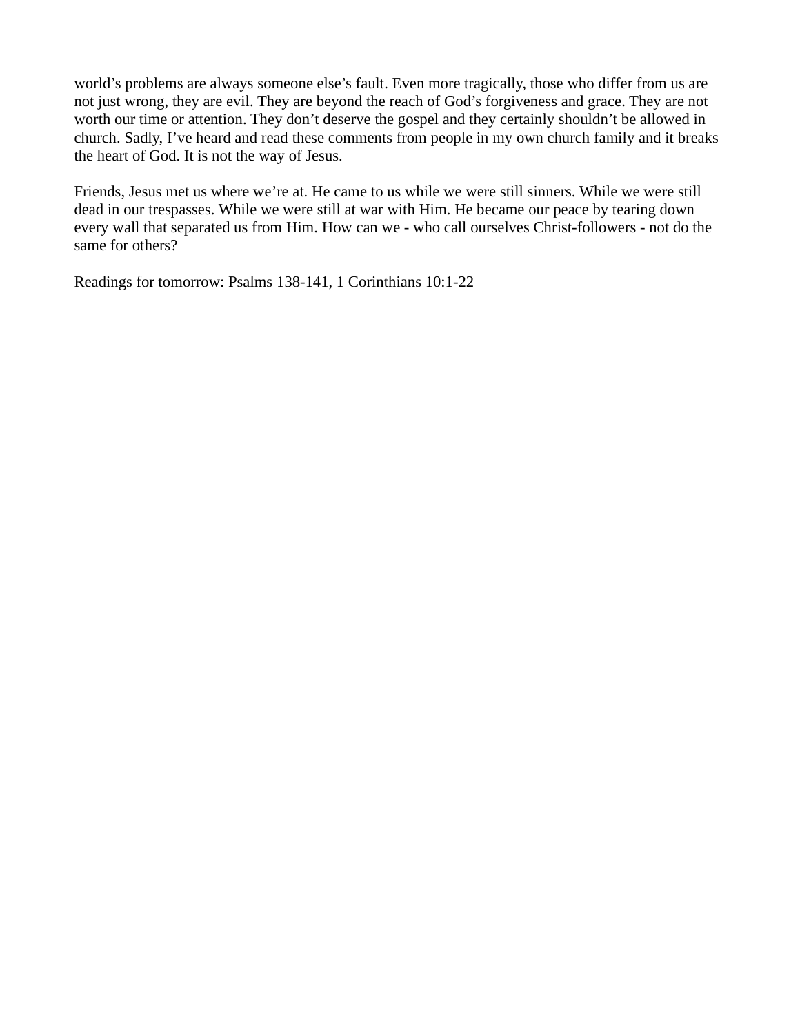world’s problems are always someone else’s fault. Even more tragically, those who differ from us are not just wrong, they are evil. They are beyond the reach of God’s forgiveness and grace. They are not worth our time or attention. They don’t deserve the gospel and they certainly shouldn’t be allowed in church. Sadly, I’ve heard and read these comments from people in my own church family and it breaks the heart of God. It is not the way of Jesus.

Friends, Jesus met us where we’re at. He came to us while we were still sinners. While we were still dead in our trespasses. While we were still at war with Him. He became our peace by tearing down every wall that separated us from Him. How can we - who call ourselves Christ-followers - not do the same for others?

Readings for tomorrow: Psalms 138-141, 1 Corinthians 10:1-22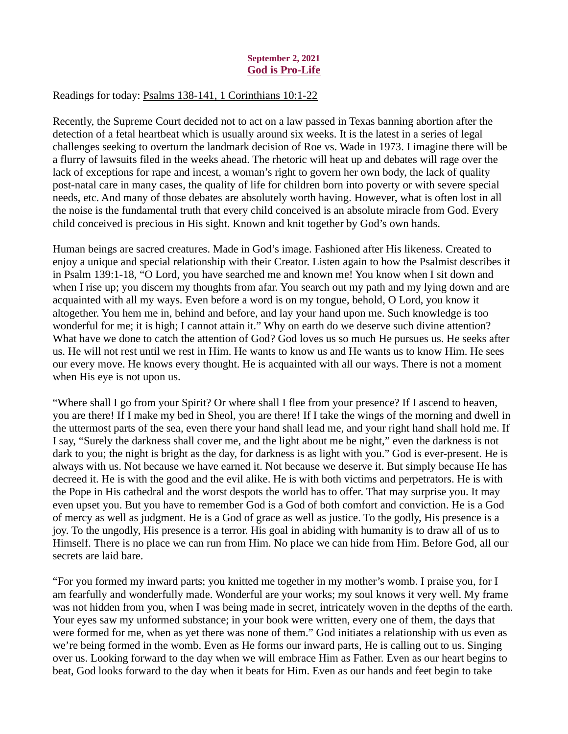**September 2, 2021**
## God is Pro-Life

Readings for today: Psalms 138-141, 1 Corinthians 10:1-22

Recently, the Supreme Court decided not to act on a law passed in Texas banning abortion after the detection of a fetal heartbeat which is usually around six weeks. It is the latest in a series of legal challenges seeking to overturn the landmark decision of Roe vs. Wade in 1973. I imagine there will be a flurry of lawsuits filed in the weeks ahead. The rhetoric will heat up and debates will rage over the lack of exceptions for rape and incest, a woman's right to govern her own body, the lack of quality post-natal care in many cases, the quality of life for children born into poverty or with severe special needs, etc. And many of those debates are absolutely worth having. However, what is often lost in all the noise is the fundamental truth that every child conceived is an absolute miracle from God. Every child conceived is precious in His sight. Known and knit together by God's own hands.

Human beings are sacred creatures. Made in God's image. Fashioned after His likeness. Created to enjoy a unique and special relationship with their Creator. Listen again to how the Psalmist describes it in Psalm 139:1-18, "O Lord, you have searched me and known me! You know when I sit down and when I rise up; you discern my thoughts from afar. You search out my path and my lying down and are acquainted with all my ways. Even before a word is on my tongue, behold, O Lord, you know it altogether. You hem me in, behind and before, and lay your hand upon me. Such knowledge is too wonderful for me; it is high; I cannot attain it." Why on earth do we deserve such divine attention? What have we done to catch the attention of God? God loves us so much He pursues us. He seeks after us. He will not rest until we rest in Him. He wants to know us and He wants us to know Him. He sees our every move. He knows every thought. He is acquainted with all our ways. There is not a moment when His eye is not upon us.

"Where shall I go from your Spirit? Or where shall I flee from your presence? If I ascend to heaven, you are there! If I make my bed in Sheol, you are there! If I take the wings of the morning and dwell in the uttermost parts of the sea, even there your hand shall lead me, and your right hand shall hold me. If I say, "Surely the darkness shall cover me, and the light about me be night," even the darkness is not dark to you; the night is bright as the day, for darkness is as light with you." God is ever-present. He is always with us. Not because we have earned it. Not because we deserve it. But simply because He has decreed it. He is with the good and the evil alike. He is with both victims and perpetrators. He is with the Pope in His cathedral and the worst despots the world has to offer. That may surprise you. It may even upset you. But you have to remember God is a God of both comfort and conviction. He is a God of mercy as well as judgment. He is a God of grace as well as justice. To the godly, His presence is a joy. To the ungodly, His presence is a terror. His goal in abiding with humanity is to draw all of us to Himself. There is no place we can run from Him. No place we can hide from Him. Before God, all our secrets are laid bare.

"For you formed my inward parts; you knitted me together in my mother's womb. I praise you, for I am fearfully and wonderfully made. Wonderful are your works; my soul knows it very well. My frame was not hidden from you, when I was being made in secret, intricately woven in the depths of the earth. Your eyes saw my unformed substance; in your book were written, every one of them, the days that were formed for me, when as yet there was none of them." God initiates a relationship with us even as we're being formed in the womb. Even as He forms our inward parts, He is calling out to us. Singing over us. Looking forward to the day when we will embrace Him as Father. Even as our heart begins to beat, God looks forward to the day when it beats for Him. Even as our hands and feet begin to take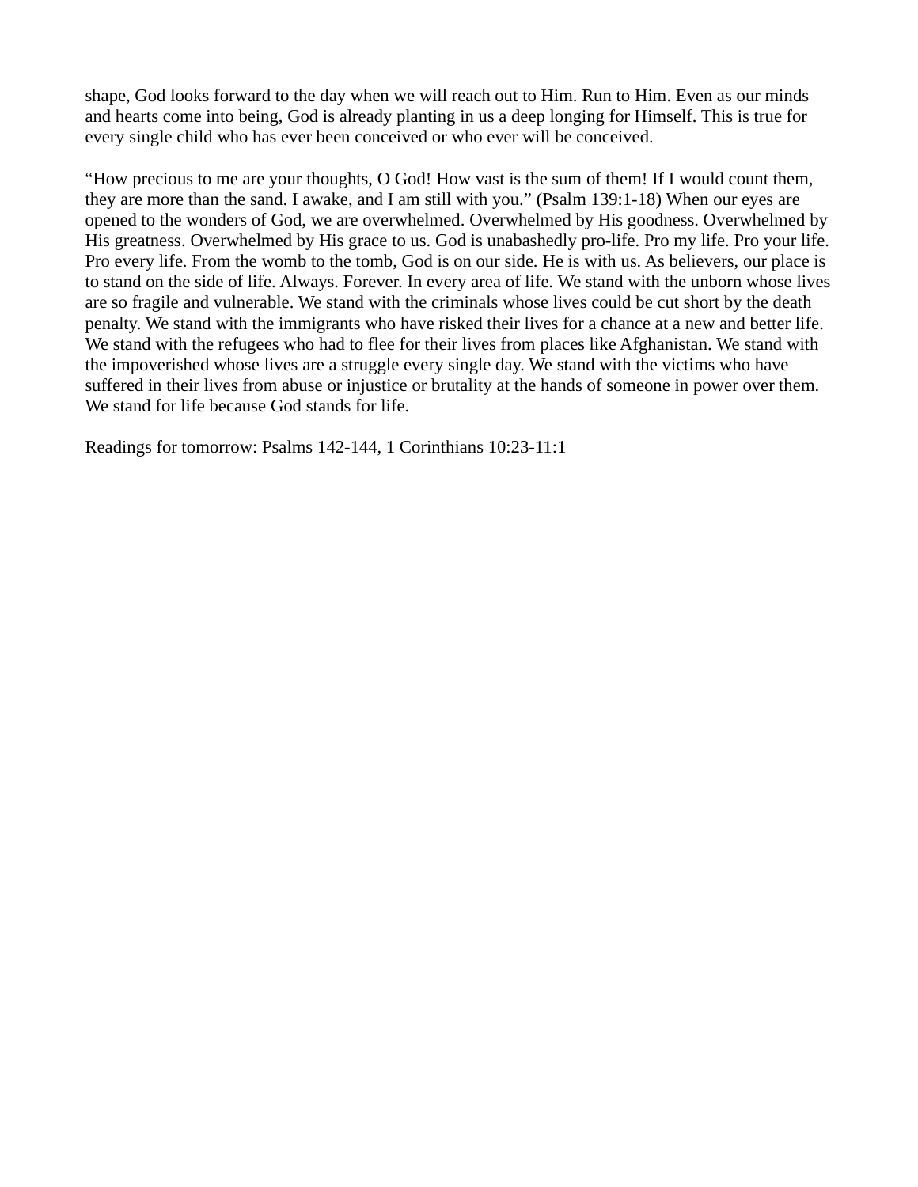shape, God looks forward to the day when we will reach out to Him. Run to Him. Even as our minds and hearts come into being, God is already planting in us a deep longing for Himself. This is true for every single child who has ever been conceived or who ever will be conceived.

"How precious to me are your thoughts, O God! How vast is the sum of them! If I would count them, they are more than the sand. I awake, and I am still with you." (Psalm 139:1-18) When our eyes are opened to the wonders of God, we are overwhelmed. Overwhelmed by His goodness. Overwhelmed by His greatness. Overwhelmed by His grace to us. God is unabashedly pro-life. Pro my life. Pro your life. Pro every life. From the womb to the tomb, God is on our side. He is with us. As believers, our place is to stand on the side of life. Always. Forever. In every area of life. We stand with the unborn whose lives are so fragile and vulnerable. We stand with the criminals whose lives could be cut short by the death penalty. We stand with the immigrants who have risked their lives for a chance at a new and better life. We stand with the refugees who had to flee for their lives from places like Afghanistan. We stand with the impoverished whose lives are a struggle every single day. We stand with the victims who have suffered in their lives from abuse or injustice or brutality at the hands of someone in power over them. We stand for life because God stands for life.

Readings for tomorrow: Psalms 142-144, 1 Corinthians 10:23-11:1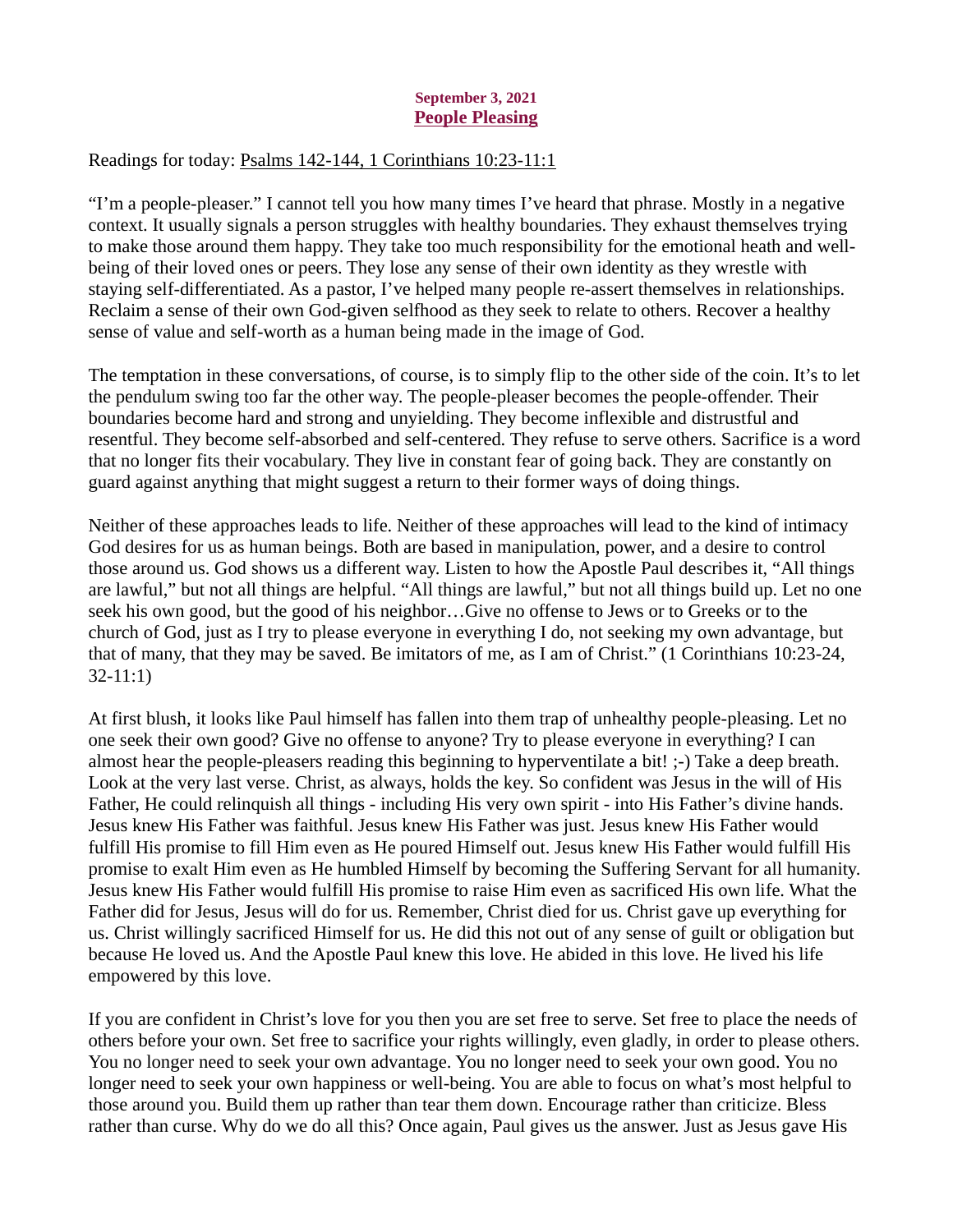**September 3, 2021**

## People Pleasing

Readings for today: Psalms 142-144, 1 Corinthians 10:23-11:1

"I'm a people-pleaser." I cannot tell you how many times I've heard that phrase. Mostly in a negative context. It usually signals a person struggles with healthy boundaries. They exhaust themselves trying to make those around them happy. They take too much responsibility for the emotional heath and well-being of their loved ones or peers. They lose any sense of their own identity as they wrestle with staying self-differentiated. As a pastor, I've helped many people re-assert themselves in relationships. Reclaim a sense of their own God-given selfhood as they seek to relate to others. Recover a healthy sense of value and self-worth as a human being made in the image of God.

The temptation in these conversations, of course, is to simply flip to the other side of the coin. It's to let the pendulum swing too far the other way. The people-pleaser becomes the people-offender. Their boundaries become hard and strong and unyielding. They become inflexible and distrustful and resentful. They become self-absorbed and self-centered. They refuse to serve others. Sacrifice is a word that no longer fits their vocabulary. They live in constant fear of going back. They are constantly on guard against anything that might suggest a return to their former ways of doing things.

Neither of these approaches leads to life. Neither of these approaches will lead to the kind of intimacy God desires for us as human beings. Both are based in manipulation, power, and a desire to control those around us. God shows us a different way. Listen to how the Apostle Paul describes it, "All things are lawful," but not all things are helpful. "All things are lawful," but not all things build up. Let no one seek his own good, but the good of his neighbor…Give no offense to Jews or to Greeks or to the church of God, just as I try to please everyone in everything I do, not seeking my own advantage, but that of many, that they may be saved. Be imitators of me, as I am of Christ." (1 Corinthians 10:23-24, 32-11:1)

At first blush, it looks like Paul himself has fallen into them trap of unhealthy people-pleasing. Let no one seek their own good? Give no offense to anyone? Try to please everyone in everything? I can almost hear the people-pleasers reading this beginning to hyperventilate a bit! ;-) Take a deep breath. Look at the very last verse. Christ, as always, holds the key. So confident was Jesus in the will of His Father, He could relinquish all things - including His very own spirit - into His Father's divine hands. Jesus knew His Father was faithful. Jesus knew His Father was just. Jesus knew His Father would fulfill His promise to fill Him even as He poured Himself out. Jesus knew His Father would fulfill His promise to exalt Him even as He humbled Himself by becoming the Suffering Servant for all humanity. Jesus knew His Father would fulfill His promise to raise Him even as sacrificed His own life. What the Father did for Jesus, Jesus will do for us. Remember, Christ died for us. Christ gave up everything for us. Christ willingly sacrificed Himself for us. He did this not out of any sense of guilt or obligation but because He loved us. And the Apostle Paul knew this love. He abided in this love. He lived his life empowered by this love.

If you are confident in Christ's love for you then you are set free to serve. Set free to place the needs of others before your own. Set free to sacrifice your rights willingly, even gladly, in order to please others. You no longer need to seek your own advantage. You no longer need to seek your own good. You no longer need to seek your own happiness or well-being. You are able to focus on what's most helpful to those around you. Build them up rather than tear them down. Encourage rather than criticize. Bless rather than curse. Why do we do all this? Once again, Paul gives us the answer. Just as Jesus gave His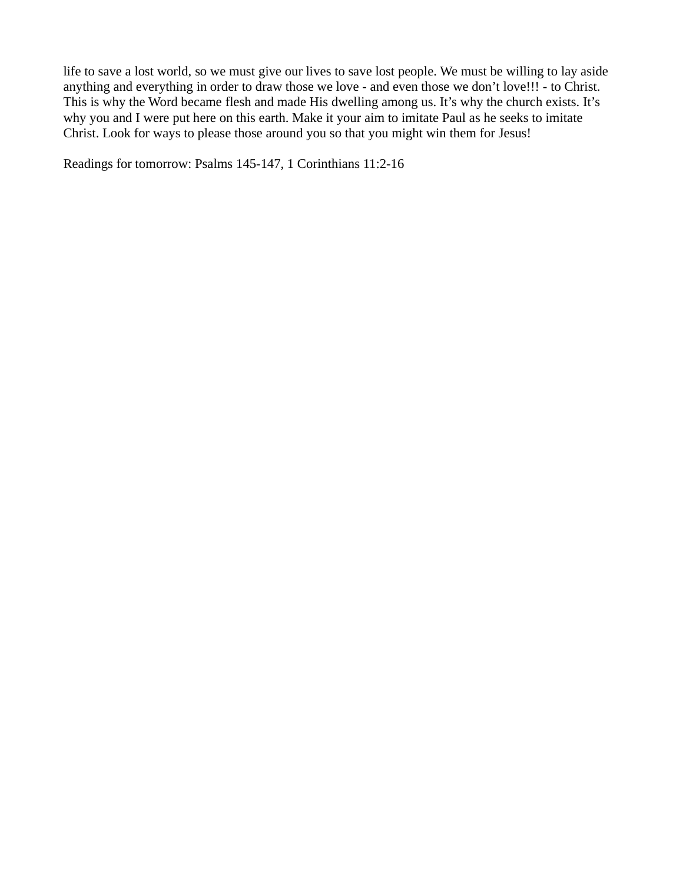life to save a lost world, so we must give our lives to save lost people. We must be willing to lay aside anything and everything in order to draw those we love - and even those we don't love!!! - to Christ. This is why the Word became flesh and made His dwelling among us. It's why the church exists. It's why you and I were put here on this earth. Make it your aim to imitate Paul as he seeks to imitate Christ. Look for ways to please those around you so that you might win them for Jesus!

Readings for tomorrow: Psalms 145-147, 1 Corinthians 11:2-16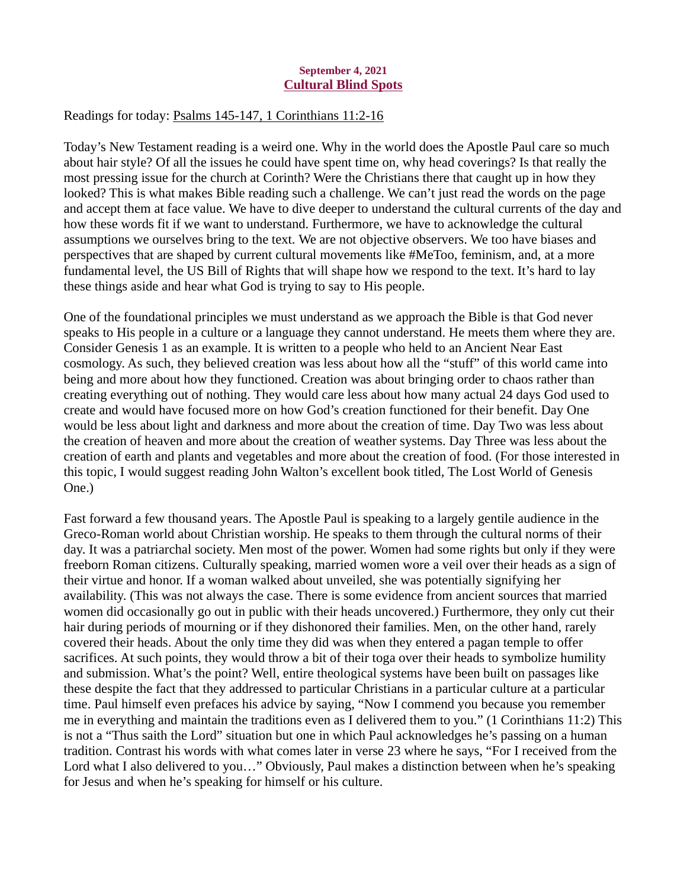**September 4, 2021**
**Cultural Blind Spots**

Readings for today: Psalms 145-147, 1 Corinthians 11:2-16

Today's New Testament reading is a weird one. Why in the world does the Apostle Paul care so much about hair style? Of all the issues he could have spent time on, why head coverings? Is that really the most pressing issue for the church at Corinth? Were the Christians there that caught up in how they looked? This is what makes Bible reading such a challenge. We can't just read the words on the page and accept them at face value. We have to dive deeper to understand the cultural currents of the day and how these words fit if we want to understand. Furthermore, we have to acknowledge the cultural assumptions we ourselves bring to the text. We are not objective observers. We too have biases and perspectives that are shaped by current cultural movements like #MeToo, feminism, and, at a more fundamental level, the US Bill of Rights that will shape how we respond to the text. It's hard to lay these things aside and hear what God is trying to say to His people.

One of the foundational principles we must understand as we approach the Bible is that God never speaks to His people in a culture or a language they cannot understand. He meets them where they are. Consider Genesis 1 as an example. It is written to a people who held to an Ancient Near East cosmology. As such, they believed creation was less about how all the "stuff" of this world came into being and more about how they functioned. Creation was about bringing order to chaos rather than creating everything out of nothing. They would care less about how many actual 24 days God used to create and would have focused more on how God's creation functioned for their benefit. Day One would be less about light and darkness and more about the creation of time. Day Two was less about the creation of heaven and more about the creation of weather systems. Day Three was less about the creation of earth and plants and vegetables and more about the creation of food. (For those interested in this topic, I would suggest reading John Walton's excellent book titled, The Lost World of Genesis One.)

Fast forward a few thousand years. The Apostle Paul is speaking to a largely gentile audience in the Greco-Roman world about Christian worship. He speaks to them through the cultural norms of their day. It was a patriarchal society. Men most of the power. Women had some rights but only if they were freeborn Roman citizens. Culturally speaking, married women wore a veil over their heads as a sign of their virtue and honor. If a woman walked about unveiled, she was potentially signifying her availability. (This was not always the case. There is some evidence from ancient sources that married women did occasionally go out in public with their heads uncovered.) Furthermore, they only cut their hair during periods of mourning or if they dishonored their families. Men, on the other hand, rarely covered their heads. About the only time they did was when they entered a pagan temple to offer sacrifices. At such points, they would throw a bit of their toga over their heads to symbolize humility and submission. What's the point? Well, entire theological systems have been built on passages like these despite the fact that they addressed to particular Christians in a particular culture at a particular time. Paul himself even prefaces his advice by saying, "Now I commend you because you remember me in everything and maintain the traditions even as I delivered them to you." (1 Corinthians 11:2) This is not a "Thus saith the Lord" situation but one in which Paul acknowledges he's passing on a human tradition. Contrast his words with what comes later in verse 23 where he says, "For I received from the Lord what I also delivered to you…" Obviously, Paul makes a distinction between when he's speaking for Jesus and when he's speaking for himself or his culture.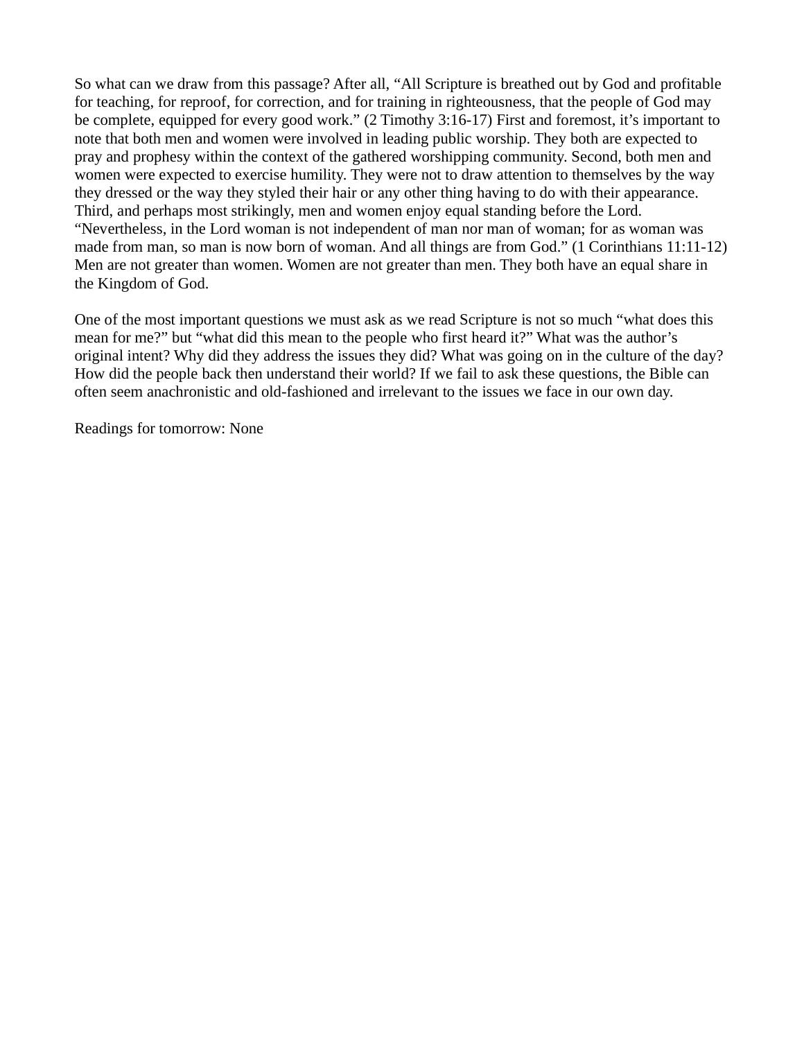So what can we draw from this passage? After all, "All Scripture is breathed out by God and profitable for teaching, for reproof, for correction, and for training in righteousness, that the people of God may be complete, equipped for every good work." (2 Timothy 3:16-17) First and foremost, it's important to note that both men and women were involved in leading public worship. They both are expected to pray and prophesy within the context of the gathered worshipping community. Second, both men and women were expected to exercise humility. They were not to draw attention to themselves by the way they dressed or the way they styled their hair or any other thing having to do with their appearance. Third, and perhaps most strikingly, men and women enjoy equal standing before the Lord. "Nevertheless, in the Lord woman is not independent of man nor man of woman; for as woman was made from man, so man is now born of woman. And all things are from God." (1 Corinthians 11:11-12) Men are not greater than women. Women are not greater than men. They both have an equal share in the Kingdom of God.

One of the most important questions we must ask as we read Scripture is not so much "what does this mean for me?" but "what did this mean to the people who first heard it?" What was the author's original intent? Why did they address the issues they did? What was going on in the culture of the day? How did the people back then understand their world? If we fail to ask these questions, the Bible can often seem anachronistic and old-fashioned and irrelevant to the issues we face in our own day.

Readings for tomorrow: None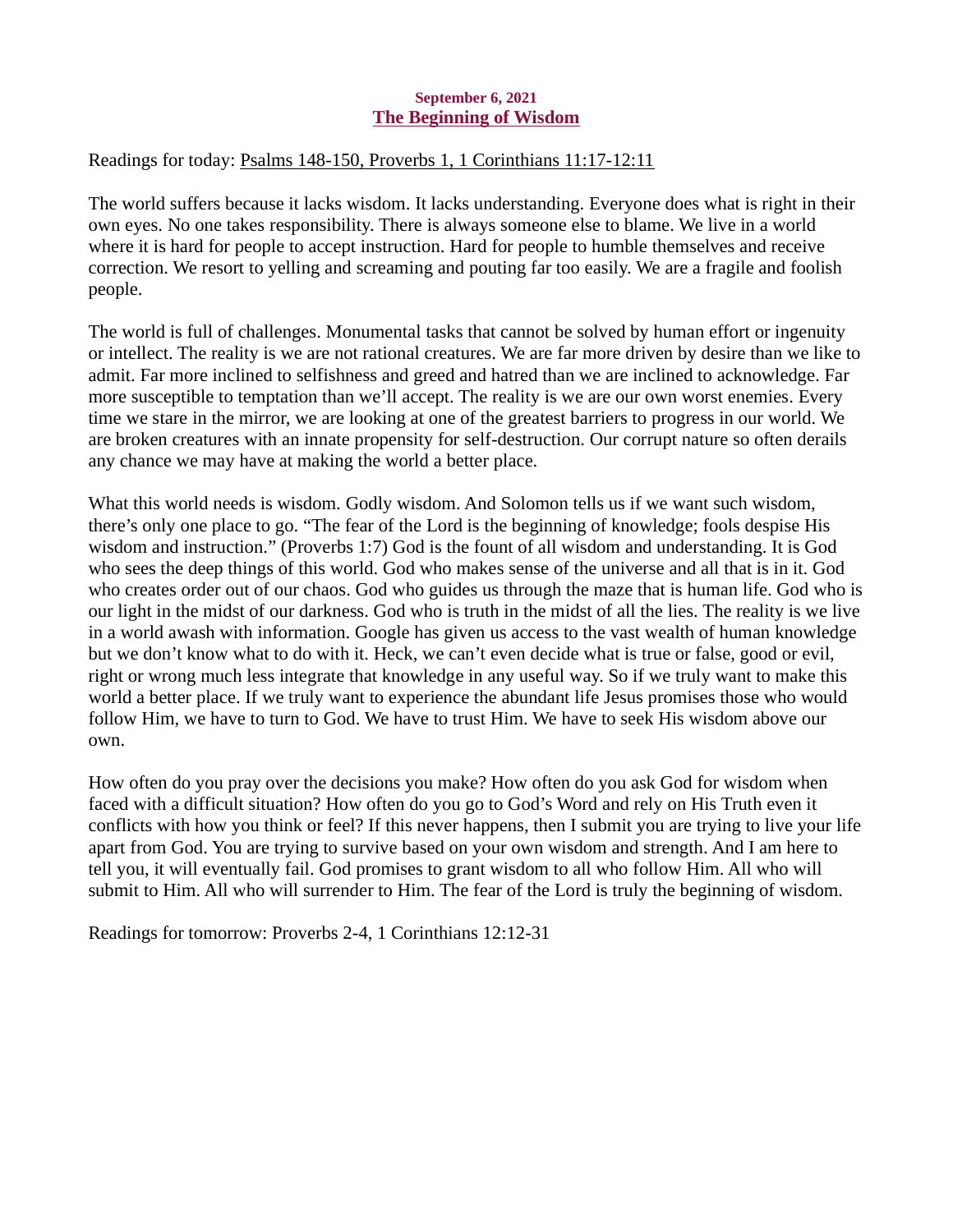**September 6, 2021**

## The Beginning of Wisdom

Readings for today: Psalms 148-150, Proverbs 1, 1 Corinthians 11:17-12:11

The world suffers because it lacks wisdom. It lacks understanding. Everyone does what is right in their own eyes. No one takes responsibility. There is always someone else to blame. We live in a world where it is hard for people to accept instruction. Hard for people to humble themselves and receive correction. We resort to yelling and screaming and pouting far too easily. We are a fragile and foolish people.

The world is full of challenges. Monumental tasks that cannot be solved by human effort or ingenuity or intellect. The reality is we are not rational creatures. We are far more driven by desire than we like to admit. Far more inclined to selfishness and greed and hatred than we are inclined to acknowledge. Far more susceptible to temptation than we'll accept. The reality is we are our own worst enemies. Every time we stare in the mirror, we are looking at one of the greatest barriers to progress in our world. We are broken creatures with an innate propensity for self-destruction. Our corrupt nature so often derails any chance we may have at making the world a better place.

What this world needs is wisdom. Godly wisdom. And Solomon tells us if we want such wisdom, there's only one place to go. "The fear of the Lord is the beginning of knowledge; fools despise His wisdom and instruction." (Proverbs 1:7) God is the fount of all wisdom and understanding. It is God who sees the deep things of this world. God who makes sense of the universe and all that is in it. God who creates order out of our chaos. God who guides us through the maze that is human life. God who is our light in the midst of our darkness. God who is truth in the midst of all the lies. The reality is we live in a world awash with information. Google has given us access to the vast wealth of human knowledge but we don't know what to do with it. Heck, we can't even decide what is true or false, good or evil, right or wrong much less integrate that knowledge in any useful way. So if we truly want to make this world a better place. If we truly want to experience the abundant life Jesus promises those who would follow Him, we have to turn to God. We have to trust Him. We have to seek His wisdom above our own.

How often do you pray over the decisions you make? How often do you ask God for wisdom when faced with a difficult situation? How often do you go to God's Word and rely on His Truth even it conflicts with how you think or feel? If this never happens, then I submit you are trying to live your life apart from God. You are trying to survive based on your own wisdom and strength. And I am here to tell you, it will eventually fail. God promises to grant wisdom to all who follow Him. All who will submit to Him. All who will surrender to Him. The fear of the Lord is truly the beginning of wisdom.

Readings for tomorrow: Proverbs 2-4, 1 Corinthians 12:12-31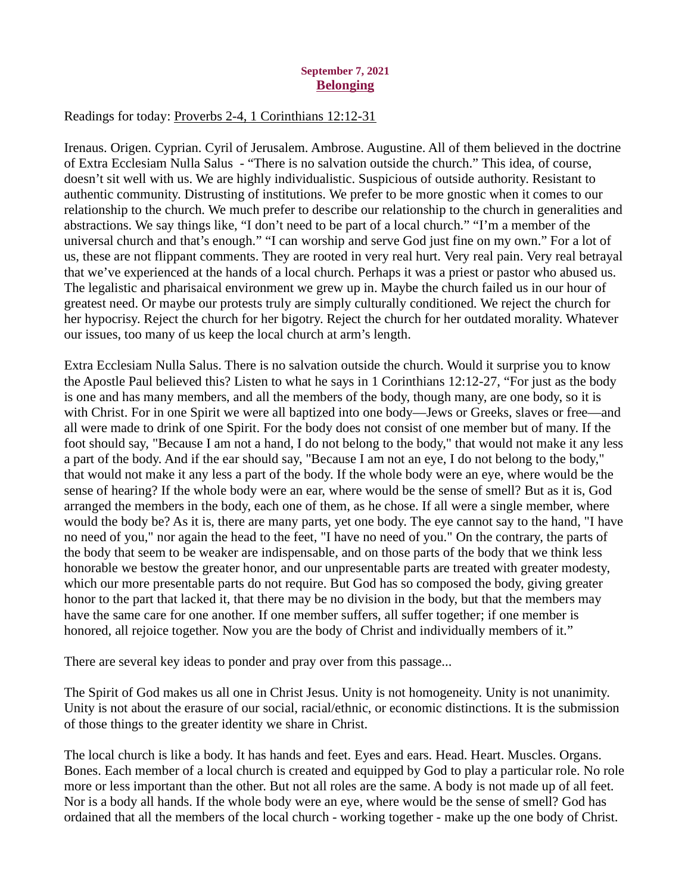September 7, 2021

## Belonging

Readings for today: Proverbs 2-4, 1 Corinthians 12:12-31

Irenaus. Origen. Cyprian. Cyril of Jerusalem. Ambrose. Augustine. All of them believed in the doctrine of Extra Ecclesiam Nulla Salus - "There is no salvation outside the church." This idea, of course, doesn't sit well with us. We are highly individualistic. Suspicious of outside authority. Resistant to authentic community. Distrusting of institutions. We prefer to be more gnostic when it comes to our relationship to the church. We much prefer to describe our relationship to the church in generalities and abstractions. We say things like, "I don't need to be part of a local church." "I'm a member of the universal church and that's enough." "I can worship and serve God just fine on my own." For a lot of us, these are not flippant comments. They are rooted in very real hurt. Very real pain. Very real betrayal that we've experienced at the hands of a local church. Perhaps it was a priest or pastor who abused us. The legalistic and pharisaical environment we grew up in. Maybe the church failed us in our hour of greatest need. Or maybe our protests truly are simply culturally conditioned. We reject the church for her hypocrisy. Reject the church for her bigotry. Reject the church for her outdated morality. Whatever our issues, too many of us keep the local church at arm's length.

Extra Ecclesiam Nulla Salus. There is no salvation outside the church. Would it surprise you to know the Apostle Paul believed this? Listen to what he says in 1 Corinthians 12:12-27, "For just as the body is one and has many members, and all the members of the body, though many, are one body, so it is with Christ. For in one Spirit we were all baptized into one body—Jews or Greeks, slaves or free—and all were made to drink of one Spirit. For the body does not consist of one member but of many. If the foot should say, "Because I am not a hand, I do not belong to the body," that would not make it any less a part of the body. And if the ear should say, "Because I am not an eye, I do not belong to the body," that would not make it any less a part of the body. If the whole body were an eye, where would be the sense of hearing? If the whole body were an ear, where would be the sense of smell? But as it is, God arranged the members in the body, each one of them, as he chose. If all were a single member, where would the body be? As it is, there are many parts, yet one body. The eye cannot say to the hand, "I have no need of you," nor again the head to the feet, "I have no need of you." On the contrary, the parts of the body that seem to be weaker are indispensable, and on those parts of the body that we think less honorable we bestow the greater honor, and our unpresentable parts are treated with greater modesty, which our more presentable parts do not require. But God has so composed the body, giving greater honor to the part that lacked it, that there may be no division in the body, but that the members may have the same care for one another. If one member suffers, all suffer together; if one member is honored, all rejoice together. Now you are the body of Christ and individually members of it."

There are several key ideas to ponder and pray over from this passage...

The Spirit of God makes us all one in Christ Jesus. Unity is not homogeneity. Unity is not unanimity. Unity is not about the erasure of our social, racial/ethnic, or economic distinctions. It is the submission of those things to the greater identity we share in Christ.

The local church is like a body. It has hands and feet. Eyes and ears. Head. Heart. Muscles. Organs. Bones. Each member of a local church is created and equipped by God to play a particular role. No role more or less important than the other. But not all roles are the same. A body is not made up of all feet. Nor is a body all hands. If the whole body were an eye, where would be the sense of smell? God has ordained that all the members of the local church - working together - make up the one body of Christ.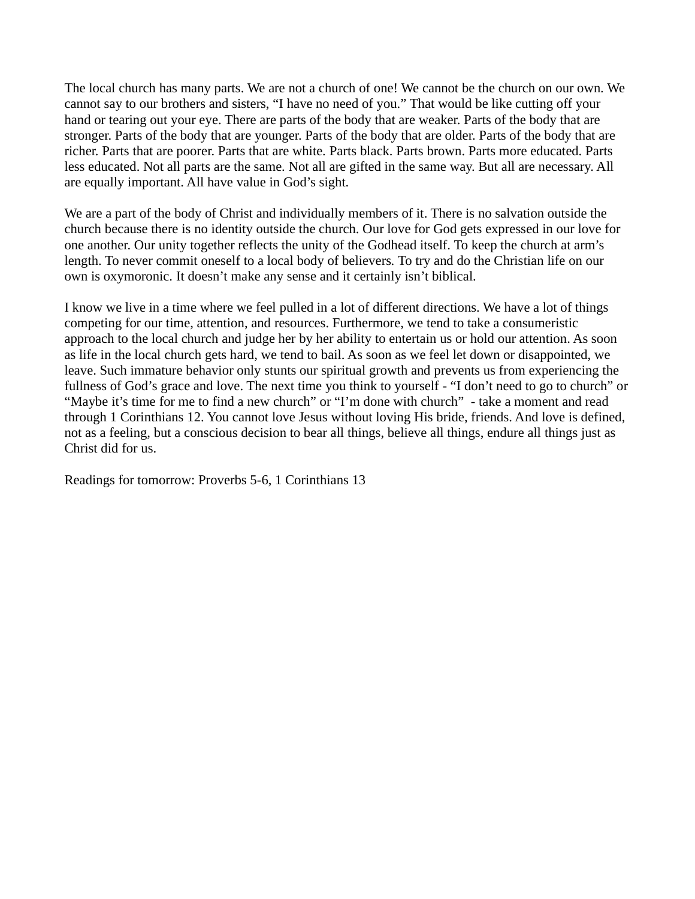The local church has many parts. We are not a church of one! We cannot be the church on our own. We cannot say to our brothers and sisters, “I have no need of you.” That would be like cutting off your hand or tearing out your eye. There are parts of the body that are weaker. Parts of the body that are stronger. Parts of the body that are younger. Parts of the body that are older. Parts of the body that are richer. Parts that are poorer. Parts that are white. Parts black. Parts brown. Parts more educated. Parts less educated. Not all parts are the same. Not all are gifted in the same way. But all are necessary. All are equally important. All have value in God’s sight.

We are a part of the body of Christ and individually members of it. There is no salvation outside the church because there is no identity outside the church. Our love for God gets expressed in our love for one another. Our unity together reflects the unity of the Godhead itself. To keep the church at arm’s length. To never commit oneself to a local body of believers. To try and do the Christian life on our own is oxymoronic. It doesn’t make any sense and it certainly isn’t biblical.

I know we live in a time where we feel pulled in a lot of different directions. We have a lot of things competing for our time, attention, and resources. Furthermore, we tend to take a consumeristic approach to the local church and judge her by her ability to entertain us or hold our attention. As soon as life in the local church gets hard, we tend to bail. As soon as we feel let down or disappointed, we leave. Such immature behavior only stunts our spiritual growth and prevents us from experiencing the fullness of God’s grace and love. The next time you think to yourself - “I don’t need to go to church” or “Maybe it’s time for me to find a new church” or “I’m done with church” - take a moment and read through 1 Corinthians 12. You cannot love Jesus without loving His bride, friends. And love is defined, not as a feeling, but a conscious decision to bear all things, believe all things, endure all things just as Christ did for us.

Readings for tomorrow: Proverbs 5-6, 1 Corinthians 13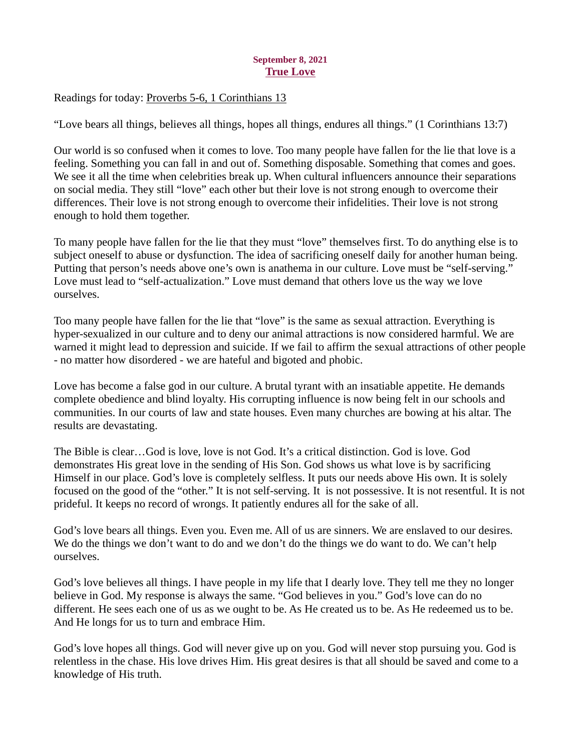**September 8, 2021**
**True Love**

Readings for today: Proverbs 5-6, 1 Corinthians 13

“Love bears all things, believes all things, hopes all things, endures all things.” (1 Corinthians 13:7)

Our world is so confused when it comes to love. Too many people have fallen for the lie that love is a feeling. Something you can fall in and out of. Something disposable. Something that comes and goes. We see it all the time when celebrities break up. When cultural influencers announce their separations on social media. They still “love” each other but their love is not strong enough to overcome their differences. Their love is not strong enough to overcome their infidelities. Their love is not strong enough to hold them together.

To many people have fallen for the lie that they must “love” themselves first. To do anything else is to subject oneself to abuse or dysfunction. The idea of sacrificing oneself daily for another human being. Putting that person’s needs above one’s own is anathema in our culture. Love must be “self-serving.” Love must lead to “self-actualization.” Love must demand that others love us the way we love ourselves.

Too many people have fallen for the lie that “love” is the same as sexual attraction. Everything is hyper-sexualized in our culture and to deny our animal attractions is now considered harmful. We are warned it might lead to depression and suicide. If we fail to affirm the sexual attractions of other people - no matter how disordered - we are hateful and bigoted and phobic.

Love has become a false god in our culture. A brutal tyrant with an insatiable appetite. He demands complete obedience and blind loyalty. His corrupting influence is now being felt in our schools and communities. In our courts of law and state houses. Even many churches are bowing at his altar. The results are devastating.

The Bible is clear…God is love, love is not God. It’s a critical distinction. God is love. God demonstrates His great love in the sending of His Son. God shows us what love is by sacrificing Himself in our place. God’s love is completely selfless. It puts our needs above His own. It is solely focused on the good of the “other.” It is not self-serving. It is not possessive. It is not resentful. It is not prideful. It keeps no record of wrongs. It patiently endures all for the sake of all.

God’s love bears all things. Even you. Even me. All of us are sinners. We are enslaved to our desires. We do the things we don’t want to do and we don’t do the things we do want to do. We can’t help ourselves.

God’s love believes all things. I have people in my life that I dearly love. They tell me they no longer believe in God. My response is always the same. “God believes in you.” God’s love can do no different. He sees each one of us as we ought to be. As He created us to be. As He redeemed us to be. And He longs for us to turn and embrace Him.

God’s love hopes all things. God will never give up on you. God will never stop pursuing you. God is relentless in the chase. His love drives Him. His great desires is that all should be saved and come to a knowledge of His truth.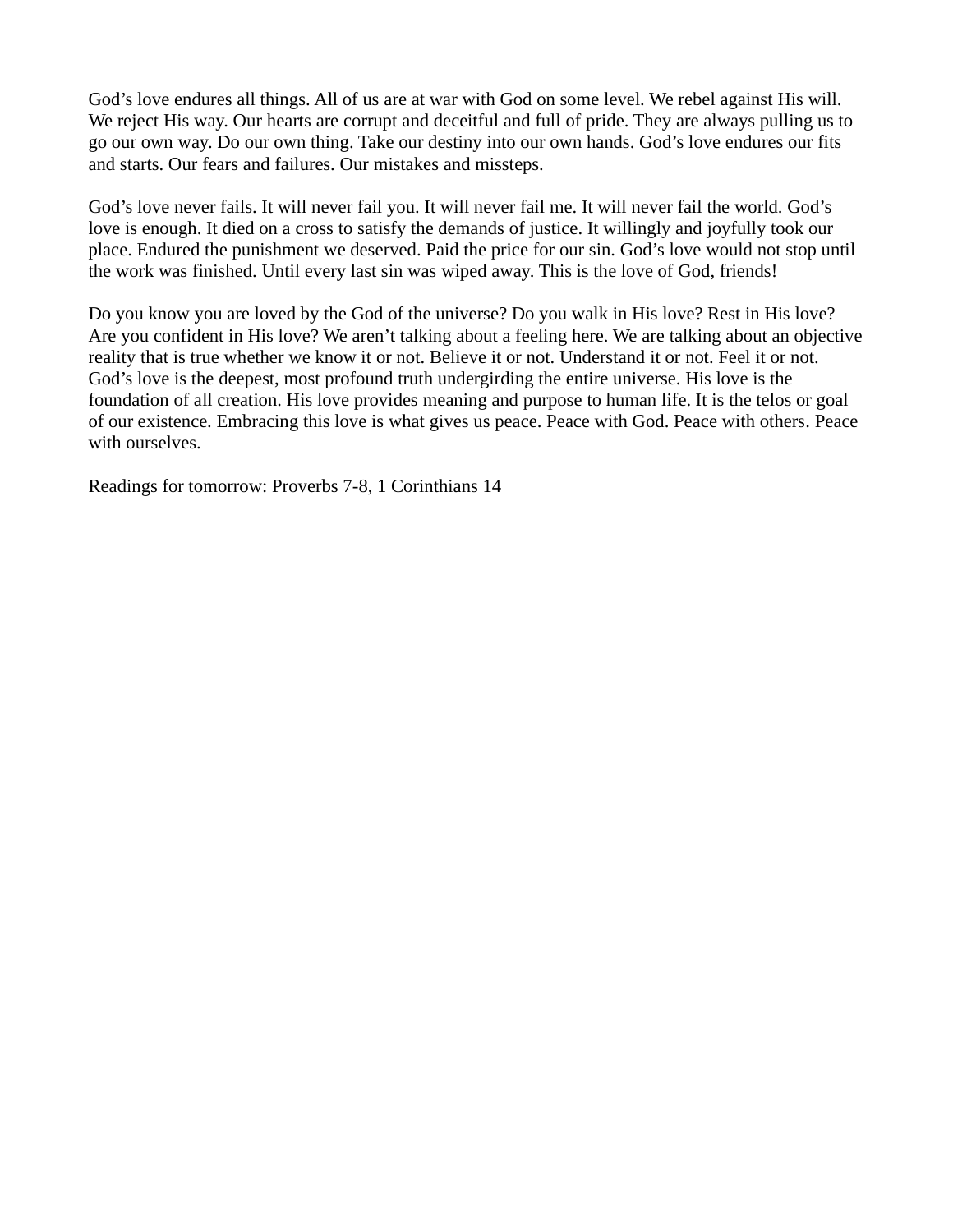God’s love endures all things. All of us are at war with God on some level. We rebel against His will. We reject His way. Our hearts are corrupt and deceitful and full of pride. They are always pulling us to go our own way. Do our own thing. Take our destiny into our own hands. God’s love endures our fits and starts. Our fears and failures. Our mistakes and missteps.

God’s love never fails. It will never fail you. It will never fail me. It will never fail the world. God’s love is enough. It died on a cross to satisfy the demands of justice. It willingly and joyfully took our place. Endured the punishment we deserved. Paid the price for our sin. God’s love would not stop until the work was finished. Until every last sin was wiped away. This is the love of God, friends!

Do you know you are loved by the God of the universe? Do you walk in His love? Rest in His love? Are you confident in His love? We aren’t talking about a feeling here. We are talking about an objective reality that is true whether we know it or not. Believe it or not. Understand it or not. Feel it or not. God’s love is the deepest, most profound truth undergirding the entire universe. His love is the foundation of all creation. His love provides meaning and purpose to human life. It is the telos or goal of our existence. Embracing this love is what gives us peace. Peace with God. Peace with others. Peace with ourselves.

Readings for tomorrow: Proverbs 7-8, 1 Corinthians 14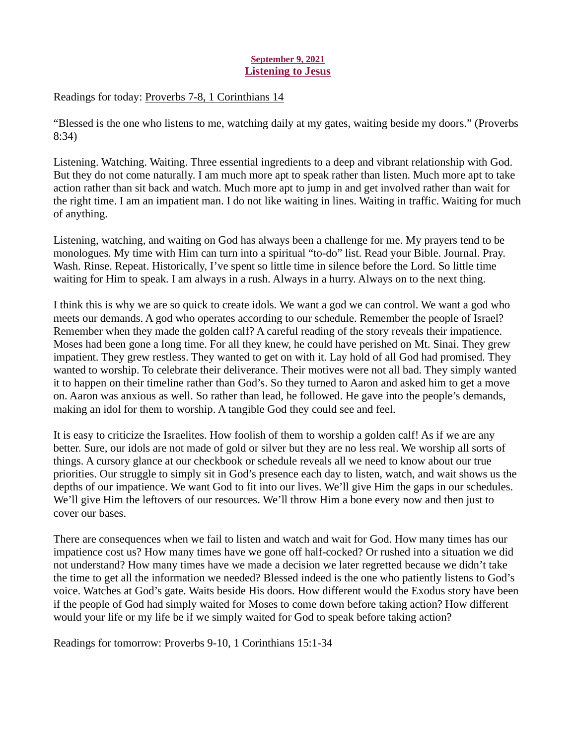**September 9, 2021**

## Listening to Jesus

Readings for today: Proverbs 7-8, 1 Corinthians 14

"Blessed is the one who listens to me, watching daily at my gates, waiting beside my doors." (Proverbs 8:34)

Listening. Watching. Waiting. Three essential ingredients to a deep and vibrant relationship with God. But they do not come naturally. I am much more apt to speak rather than listen. Much more apt to take action rather than sit back and watch. Much more apt to jump in and get involved rather than wait for the right time. I am an impatient man. I do not like waiting in lines. Waiting in traffic. Waiting for much of anything.

Listening, watching, and waiting on God has always been a challenge for me. My prayers tend to be monologues. My time with Him can turn into a spiritual "to-do" list. Read your Bible. Journal. Pray. Wash. Rinse. Repeat. Historically, I've spent so little time in silence before the Lord. So little time waiting for Him to speak. I am always in a rush. Always in a hurry. Always on to the next thing.

I think this is why we are so quick to create idols. We want a god we can control. We want a god who meets our demands. A god who operates according to our schedule. Remember the people of Israel? Remember when they made the golden calf? A careful reading of the story reveals their impatience. Moses had been gone a long time. For all they knew, he could have perished on Mt. Sinai. They grew impatient. They grew restless. They wanted to get on with it. Lay hold of all God had promised. They wanted to worship. To celebrate their deliverance. Their motives were not all bad. They simply wanted it to happen on their timeline rather than God's. So they turned to Aaron and asked him to get a move on. Aaron was anxious as well. So rather than lead, he followed. He gave into the people's demands, making an idol for them to worship. A tangible God they could see and feel.

It is easy to criticize the Israelites. How foolish of them to worship a golden calf! As if we are any better. Sure, our idols are not made of gold or silver but they are no less real. We worship all sorts of things. A cursory glance at our checkbook or schedule reveals all we need to know about our true priorities. Our struggle to simply sit in God's presence each day to listen, watch, and wait shows us the depths of our impatience. We want God to fit into our lives. We'll give Him the gaps in our schedules. We'll give Him the leftovers of our resources. We'll throw Him a bone every now and then just to cover our bases.

There are consequences when we fail to listen and watch and wait for God. How many times has our impatience cost us? How many times have we gone off half-cocked? Or rushed into a situation we did not understand? How many times have we made a decision we later regretted because we didn't take the time to get all the information we needed? Blessed indeed is the one who patiently listens to God's voice. Watches at God's gate. Waits beside His doors. How different would the Exodus story have been if the people of God had simply waited for Moses to come down before taking action? How different would your life or my life be if we simply waited for God to speak before taking action?

Readings for tomorrow: Proverbs 9-10, 1 Corinthians 15:1-34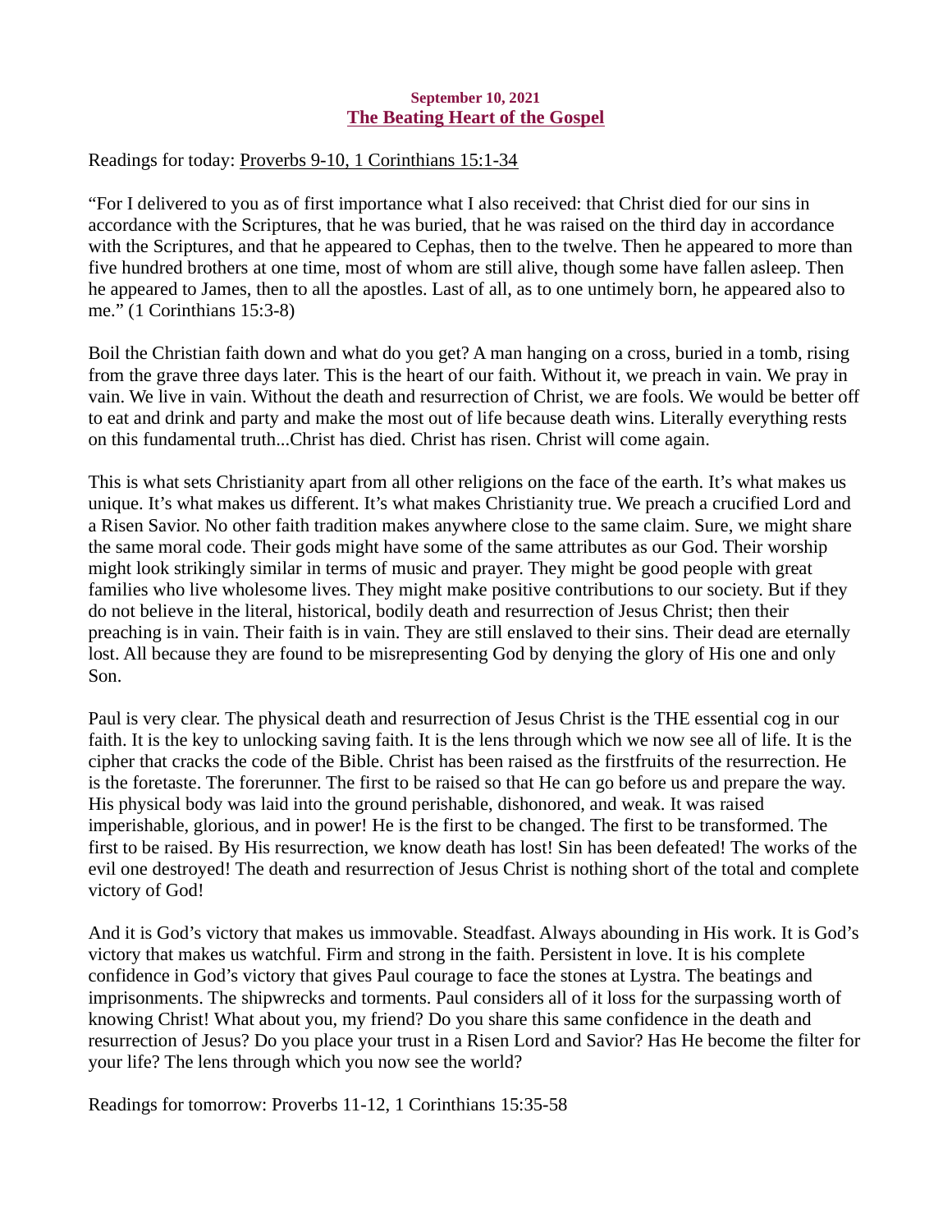**September 10, 2021**

## The Beating Heart of the Gospel

Readings for today: Proverbs 9-10, 1 Corinthians 15:1-34

"For I delivered to you as of first importance what I also received: that Christ died for our sins in accordance with the Scriptures, that he was buried, that he was raised on the third day in accordance with the Scriptures, and that he appeared to Cephas, then to the twelve. Then he appeared to more than five hundred brothers at one time, most of whom are still alive, though some have fallen asleep. Then he appeared to James, then to all the apostles. Last of all, as to one untimely born, he appeared also to me." (1 Corinthians 15:3-8)

Boil the Christian faith down and what do you get? A man hanging on a cross, buried in a tomb, rising from the grave three days later. This is the heart of our faith. Without it, we preach in vain. We pray in vain. We live in vain. Without the death and resurrection of Christ, we are fools. We would be better off to eat and drink and party and make the most out of life because death wins. Literally everything rests on this fundamental truth...Christ has died. Christ has risen. Christ will come again.

This is what sets Christianity apart from all other religions on the face of the earth. It's what makes us unique. It's what makes us different. It's what makes Christianity true. We preach a crucified Lord and a Risen Savior. No other faith tradition makes anywhere close to the same claim. Sure, we might share the same moral code. Their gods might have some of the same attributes as our God. Their worship might look strikingly similar in terms of music and prayer. They might be good people with great families who live wholesome lives. They might make positive contributions to our society. But if they do not believe in the literal, historical, bodily death and resurrection of Jesus Christ; then their preaching is in vain. Their faith is in vain. They are still enslaved to their sins. Their dead are eternally lost. All because they are found to be misrepresenting God by denying the glory of His one and only Son.

Paul is very clear. The physical death and resurrection of Jesus Christ is the THE essential cog in our faith. It is the key to unlocking saving faith. It is the lens through which we now see all of life. It is the cipher that cracks the code of the Bible. Christ has been raised as the firstfruits of the resurrection. He is the foretaste. The forerunner. The first to be raised so that He can go before us and prepare the way. His physical body was laid into the ground perishable, dishonored, and weak. It was raised imperishable, glorious, and in power! He is the first to be changed. The first to be transformed. The first to be raised. By His resurrection, we know death has lost! Sin has been defeated! The works of the evil one destroyed! The death and resurrection of Jesus Christ is nothing short of the total and complete victory of God!

And it is God's victory that makes us immovable. Steadfast. Always abounding in His work. It is God's victory that makes us watchful. Firm and strong in the faith. Persistent in love. It is his complete confidence in God's victory that gives Paul courage to face the stones at Lystra. The beatings and imprisonments. The shipwrecks and torments. Paul considers all of it loss for the surpassing worth of knowing Christ! What about you, my friend? Do you share this same confidence in the death and resurrection of Jesus? Do you place your trust in a Risen Lord and Savior? Has He become the filter for your life? The lens through which you now see the world?

Readings for tomorrow: Proverbs 11-12, 1 Corinthians 15:35-58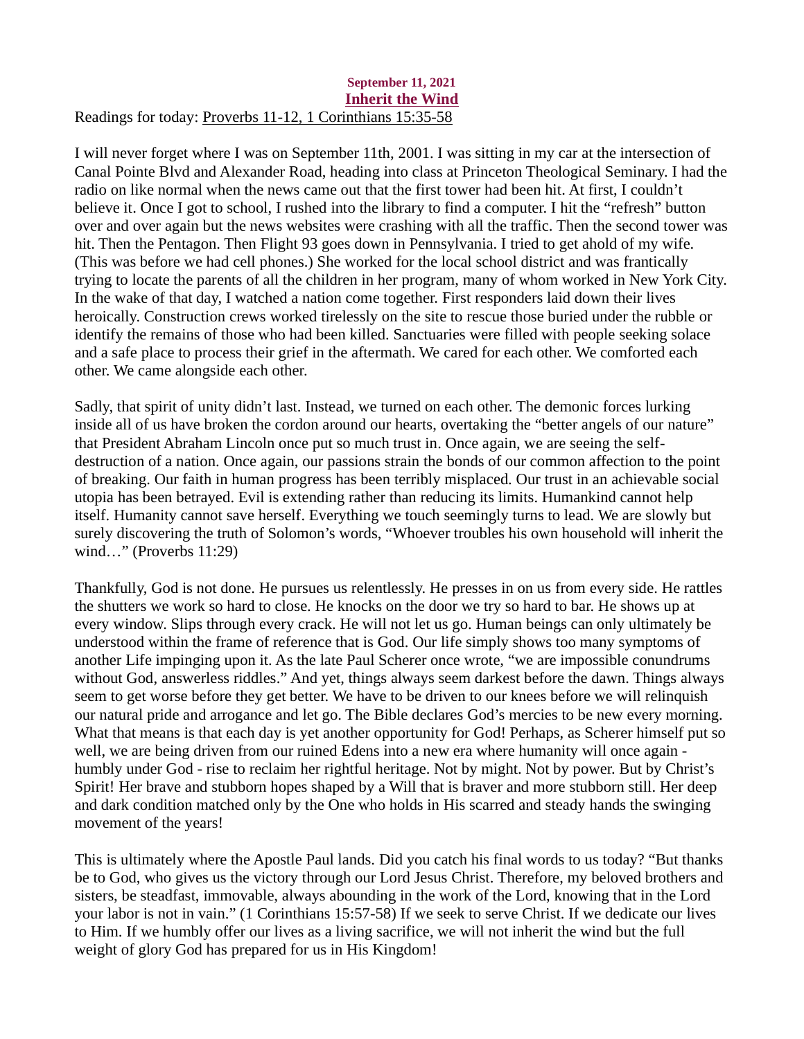**September 11, 2021**

## Inherit the Wind

Readings for today: Proverbs 11-12, 1 Corinthians 15:35-58

I will never forget where I was on September 11th, 2001. I was sitting in my car at the intersection of Canal Pointe Blvd and Alexander Road, heading into class at Princeton Theological Seminary. I had the radio on like normal when the news came out that the first tower had been hit. At first, I couldn't believe it. Once I got to school, I rushed into the library to find a computer. I hit the "refresh" button over and over again but the news websites were crashing with all the traffic. Then the second tower was hit. Then the Pentagon. Then Flight 93 goes down in Pennsylvania. I tried to get ahold of my wife. (This was before we had cell phones.) She worked for the local school district and was frantically trying to locate the parents of all the children in her program, many of whom worked in New York City. In the wake of that day, I watched a nation come together. First responders laid down their lives heroically. Construction crews worked tirelessly on the site to rescue those buried under the rubble or identify the remains of those who had been killed. Sanctuaries were filled with people seeking solace and a safe place to process their grief in the aftermath. We cared for each other. We comforted each other. We came alongside each other.

Sadly, that spirit of unity didn't last. Instead, we turned on each other. The demonic forces lurking inside all of us have broken the cordon around our hearts, overtaking the "better angels of our nature" that President Abraham Lincoln once put so much trust in. Once again, we are seeing the self-destruction of a nation. Once again, our passions strain the bonds of our common affection to the point of breaking. Our faith in human progress has been terribly misplaced. Our trust in an achievable social utopia has been betrayed. Evil is extending rather than reducing its limits. Humankind cannot help itself. Humanity cannot save herself. Everything we touch seemingly turns to lead. We are slowly but surely discovering the truth of Solomon's words, "Whoever troubles his own household will inherit the wind…" (Proverbs 11:29)

Thankfully, God is not done. He pursues us relentlessly. He presses in on us from every side. He rattles the shutters we work so hard to close. He knocks on the door we try so hard to bar. He shows up at every window. Slips through every crack. He will not let us go. Human beings can only ultimately be understood within the frame of reference that is God. Our life simply shows too many symptoms of another Life impinging upon it. As the late Paul Scherer once wrote, "we are impossible conundrums without God, answerless riddles." And yet, things always seem darkest before the dawn. Things always seem to get worse before they get better. We have to be driven to our knees before we will relinquish our natural pride and arrogance and let go. The Bible declares God's mercies to be new every morning. What that means is that each day is yet another opportunity for God! Perhaps, as Scherer himself put so well, we are being driven from our ruined Edens into a new era where humanity will once again - humbly under God - rise to reclaim her rightful heritage. Not by might. Not by power. But by Christ's Spirit! Her brave and stubborn hopes shaped by a Will that is braver and more stubborn still. Her deep and dark condition matched only by the One who holds in His scarred and steady hands the swinging movement of the years!

This is ultimately where the Apostle Paul lands. Did you catch his final words to us today? "But thanks be to God, who gives us the victory through our Lord Jesus Christ. Therefore, my beloved brothers and sisters, be steadfast, immovable, always abounding in the work of the Lord, knowing that in the Lord your labor is not in vain." (1 Corinthians 15:57-58) If we seek to serve Christ. If we dedicate our lives to Him. If we humbly offer our lives as a living sacrifice, we will not inherit the wind but the full weight of glory God has prepared for us in His Kingdom!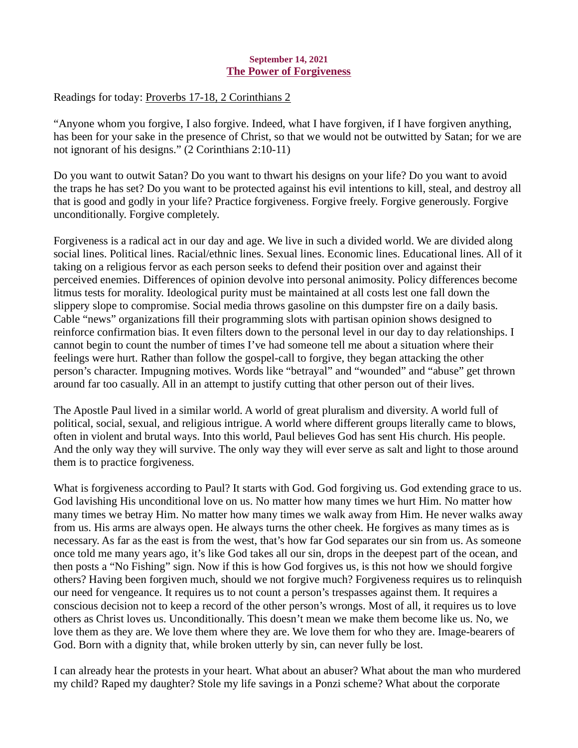**September 14, 2021**
**The Power of Forgiveness**

Readings for today: Proverbs 17-18, 2 Corinthians 2

“Anyone whom you forgive, I also forgive. Indeed, what I have forgiven, if I have forgiven anything, has been for your sake in the presence of Christ, so that we would not be outwitted by Satan; for we are not ignorant of his designs.” (2 Corinthians 2:10-11)

Do you want to outwit Satan? Do you want to thwart his designs on your life? Do you want to avoid the traps he has set? Do you want to be protected against his evil intentions to kill, steal, and destroy all that is good and godly in your life? Practice forgiveness. Forgive freely. Forgive generously. Forgive unconditionally. Forgive completely.

Forgiveness is a radical act in our day and age. We live in such a divided world. We are divided along social lines. Political lines. Racial/ethnic lines. Sexual lines. Economic lines. Educational lines. All of it taking on a religious fervor as each person seeks to defend their position over and against their perceived enemies. Differences of opinion devolve into personal animosity. Policy differences become litmus tests for morality. Ideological purity must be maintained at all costs lest one fall down the slippery slope to compromise. Social media throws gasoline on this dumpster fire on a daily basis. Cable “news” organizations fill their programming slots with partisan opinion shows designed to reinforce confirmation bias. It even filters down to the personal level in our day to day relationships. I cannot begin to count the number of times I’ve had someone tell me about a situation where their feelings were hurt. Rather than follow the gospel-call to forgive, they began attacking the other person’s character. Impugning motives. Words like “betrayal” and “wounded” and “abuse” get thrown around far too casually. All in an attempt to justify cutting that other person out of their lives.

The Apostle Paul lived in a similar world. A world of great pluralism and diversity. A world full of political, social, sexual, and religious intrigue. A world where different groups literally came to blows, often in violent and brutal ways. Into this world, Paul believes God has sent His church. His people. And the only way they will survive. The only way they will ever serve as salt and light to those around them is to practice forgiveness.

What is forgiveness according to Paul? It starts with God. God forgiving us. God extending grace to us. God lavishing His unconditional love on us. No matter how many times we hurt Him. No matter how many times we betray Him. No matter how many times we walk away from Him. He never walks away from us. His arms are always open. He always turns the other cheek. He forgives as many times as is necessary. As far as the east is from the west, that’s how far God separates our sin from us. As someone once told me many years ago, it’s like God takes all our sin, drops in the deepest part of the ocean, and then posts a “No Fishing” sign. Now if this is how God forgives us, is this not how we should forgive others? Having been forgiven much, should we not forgive much? Forgiveness requires us to relinquish our need for vengeance. It requires us to not count a person’s trespasses against them. It requires a conscious decision not to keep a record of the other person’s wrongs. Most of all, it requires us to love others as Christ loves us. Unconditionally. This doesn’t mean we make them become like us. No, we love them as they are. We love them where they are. We love them for who they are. Image-bearers of God. Born with a dignity that, while broken utterly by sin, can never fully be lost.

I can already hear the protests in your heart. What about an abuser? What about the man who murdered my child? Raped my daughter? Stole my life savings in a Ponzi scheme? What about the corporate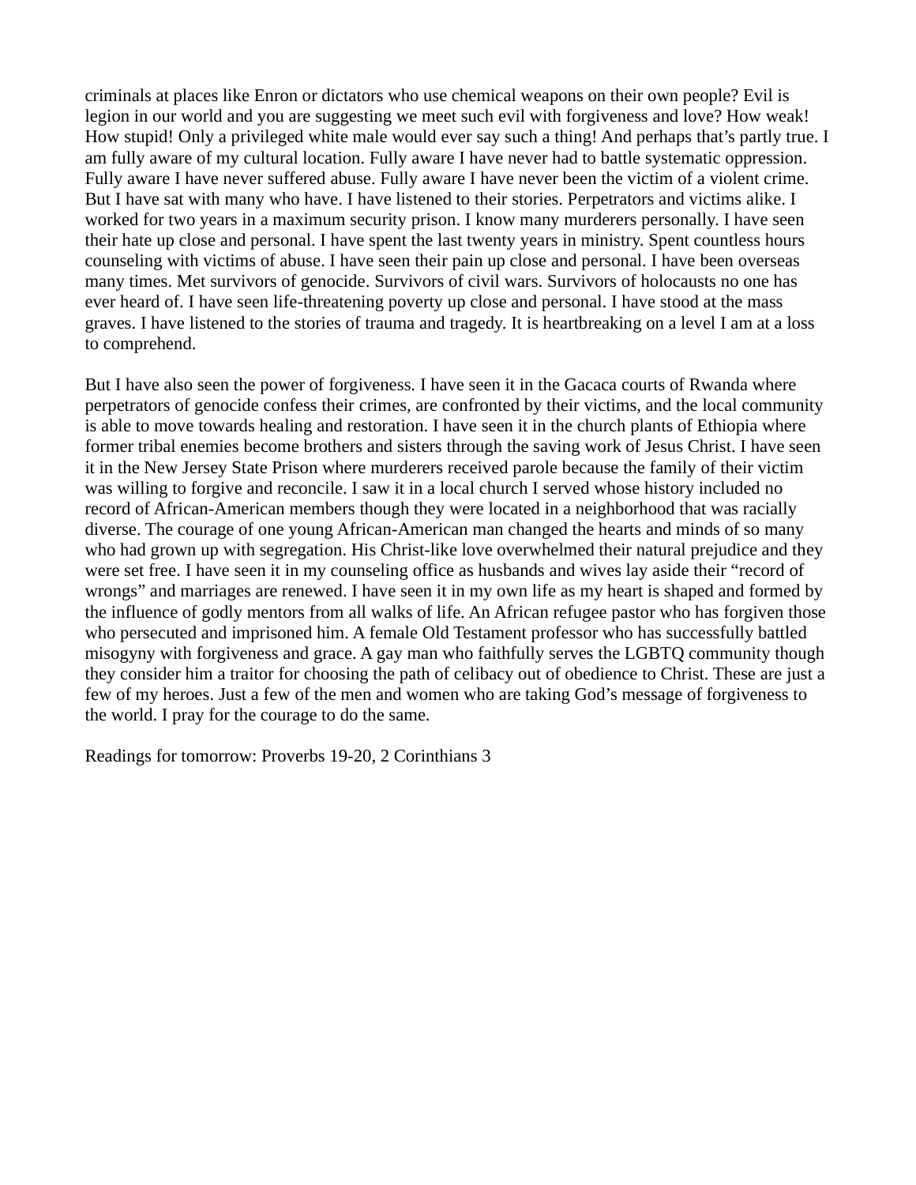criminals at places like Enron or dictators who use chemical weapons on their own people? Evil is legion in our world and you are suggesting we meet such evil with forgiveness and love? How weak! How stupid! Only a privileged white male would ever say such a thing! And perhaps that's partly true. I am fully aware of my cultural location. Fully aware I have never had to battle systematic oppression. Fully aware I have never suffered abuse. Fully aware I have never been the victim of a violent crime. But I have sat with many who have. I have listened to their stories. Perpetrators and victims alike. I worked for two years in a maximum security prison. I know many murderers personally. I have seen their hate up close and personal. I have spent the last twenty years in ministry. Spent countless hours counseling with victims of abuse. I have seen their pain up close and personal. I have been overseas many times. Met survivors of genocide. Survivors of civil wars. Survivors of holocausts no one has ever heard of. I have seen life-threatening poverty up close and personal. I have stood at the mass graves. I have listened to the stories of trauma and tragedy. It is heartbreaking on a level I am at a loss to comprehend.

But I have also seen the power of forgiveness. I have seen it in the Gacaca courts of Rwanda where perpetrators of genocide confess their crimes, are confronted by their victims, and the local community is able to move towards healing and restoration. I have seen it in the church plants of Ethiopia where former tribal enemies become brothers and sisters through the saving work of Jesus Christ. I have seen it in the New Jersey State Prison where murderers received parole because the family of their victim was willing to forgive and reconcile. I saw it in a local church I served whose history included no record of African-American members though they were located in a neighborhood that was racially diverse. The courage of one young African-American man changed the hearts and minds of so many who had grown up with segregation. His Christ-like love overwhelmed their natural prejudice and they were set free. I have seen it in my counseling office as husbands and wives lay aside their "record of wrongs" and marriages are renewed. I have seen it in my own life as my heart is shaped and formed by the influence of godly mentors from all walks of life. An African refugee pastor who has forgiven those who persecuted and imprisoned him. A female Old Testament professor who has successfully battled misogyny with forgiveness and grace. A gay man who faithfully serves the LGBTQ community though they consider him a traitor for choosing the path of celibacy out of obedience to Christ. These are just a few of my heroes. Just a few of the men and women who are taking God's message of forgiveness to the world. I pray for the courage to do the same.

Readings for tomorrow: Proverbs 19-20, 2 Corinthians 3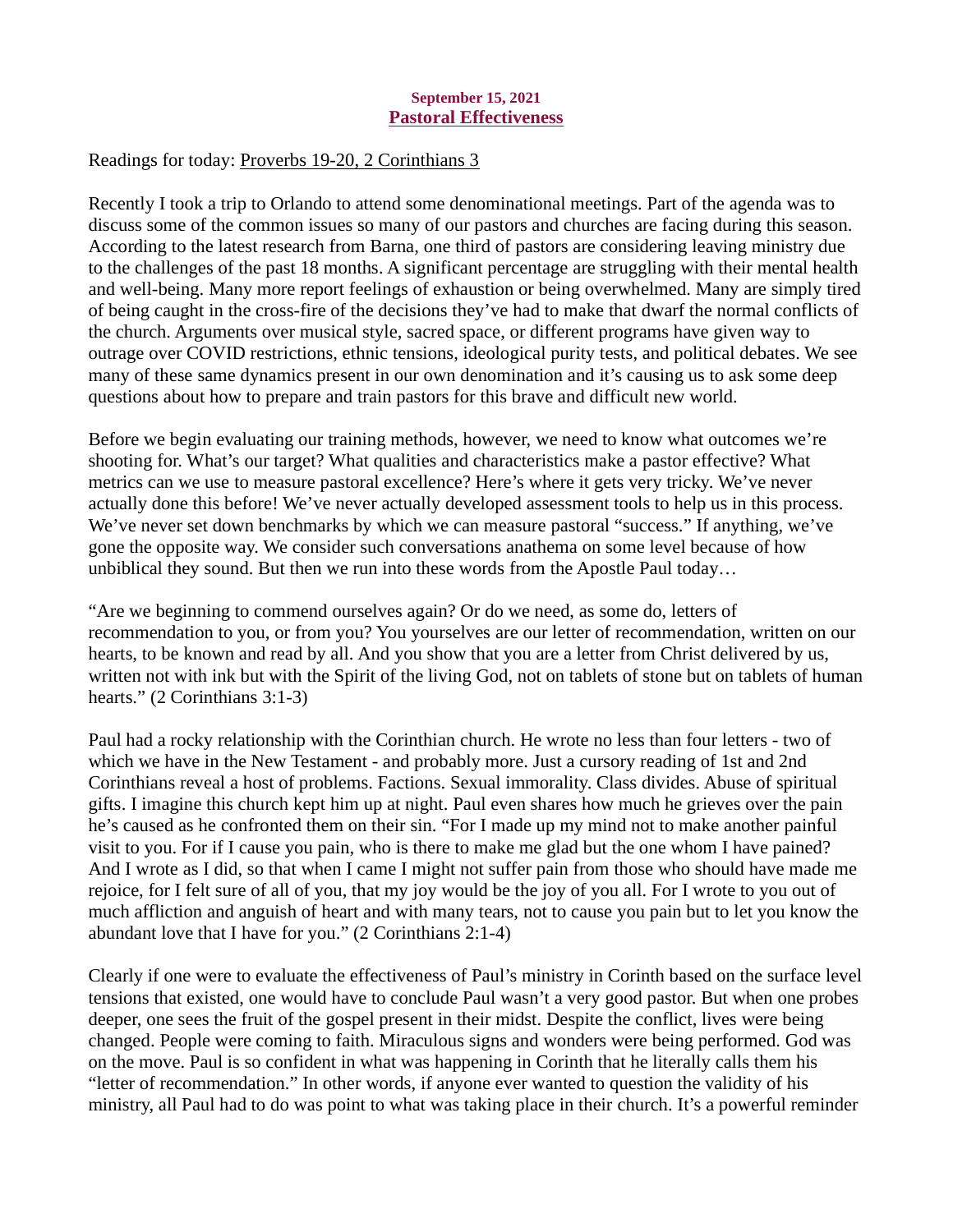**September 15, 2021**

## Pastoral Effectiveness

Readings for today: Proverbs 19-20, 2 Corinthians 3

Recently I took a trip to Orlando to attend some denominational meetings. Part of the agenda was to discuss some of the common issues so many of our pastors and churches are facing during this season. According to the latest research from Barna, one third of pastors are considering leaving ministry due to the challenges of the past 18 months. A significant percentage are struggling with their mental health and well-being. Many more report feelings of exhaustion or being overwhelmed. Many are simply tired of being caught in the cross-fire of the decisions they've had to make that dwarf the normal conflicts of the church. Arguments over musical style, sacred space, or different programs have given way to outrage over COVID restrictions, ethnic tensions, ideological purity tests, and political debates. We see many of these same dynamics present in our own denomination and it's causing us to ask some deep questions about how to prepare and train pastors for this brave and difficult new world.

Before we begin evaluating our training methods, however, we need to know what outcomes we're shooting for. What's our target? What qualities and characteristics make a pastor effective? What metrics can we use to measure pastoral excellence? Here's where it gets very tricky. We've never actually done this before! We've never actually developed assessment tools to help us in this process. We've never set down benchmarks by which we can measure pastoral "success." If anything, we've gone the opposite way. We consider such conversations anathema on some level because of how unbiblical they sound. But then we run into these words from the Apostle Paul today…

"Are we beginning to commend ourselves again? Or do we need, as some do, letters of recommendation to you, or from you? You yourselves are our letter of recommendation, written on our hearts, to be known and read by all. And you show that you are a letter from Christ delivered by us, written not with ink but with the Spirit of the living God, not on tablets of stone but on tablets of human hearts." (2 Corinthians 3:1-3)

Paul had a rocky relationship with the Corinthian church. He wrote no less than four letters - two of which we have in the New Testament - and probably more. Just a cursory reading of 1st and 2nd Corinthians reveal a host of problems. Factions. Sexual immorality. Class divides. Abuse of spiritual gifts. I imagine this church kept him up at night. Paul even shares how much he grieves over the pain he's caused as he confronted them on their sin. "For I made up my mind not to make another painful visit to you. For if I cause you pain, who is there to make me glad but the one whom I have pained? And I wrote as I did, so that when I came I might not suffer pain from those who should have made me rejoice, for I felt sure of all of you, that my joy would be the joy of you all. For I wrote to you out of much affliction and anguish of heart and with many tears, not to cause you pain but to let you know the abundant love that I have for you." (2 Corinthians 2:1-4)

Clearly if one were to evaluate the effectiveness of Paul's ministry in Corinth based on the surface level tensions that existed, one would have to conclude Paul wasn't a very good pastor. But when one probes deeper, one sees the fruit of the gospel present in their midst. Despite the conflict, lives were being changed. People were coming to faith. Miraculous signs and wonders were being performed. God was on the move. Paul is so confident in what was happening in Corinth that he literally calls them his "letter of recommendation." In other words, if anyone ever wanted to question the validity of his ministry, all Paul had to do was point to what was taking place in their church. It's a powerful reminder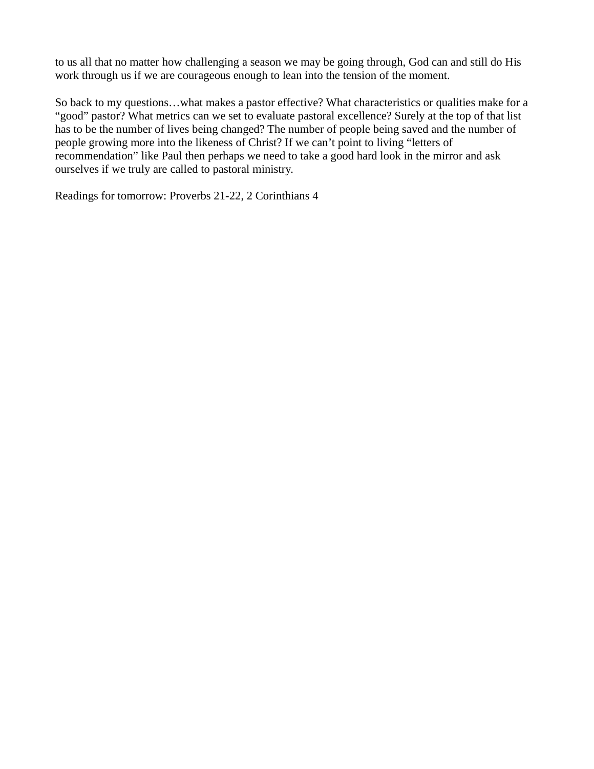to us all that no matter how challenging a season we may be going through, God can and still do His work through us if we are courageous enough to lean into the tension of the moment.

So back to my questions…what makes a pastor effective? What characteristics or qualities make for a “good” pastor? What metrics can we set to evaluate pastoral excellence? Surely at the top of that list has to be the number of lives being changed? The number of people being saved and the number of people growing more into the likeness of Christ? If we can’t point to living “letters of recommendation” like Paul then perhaps we need to take a good hard look in the mirror and ask ourselves if we truly are called to pastoral ministry.

Readings for tomorrow: Proverbs 21-22, 2 Corinthians 4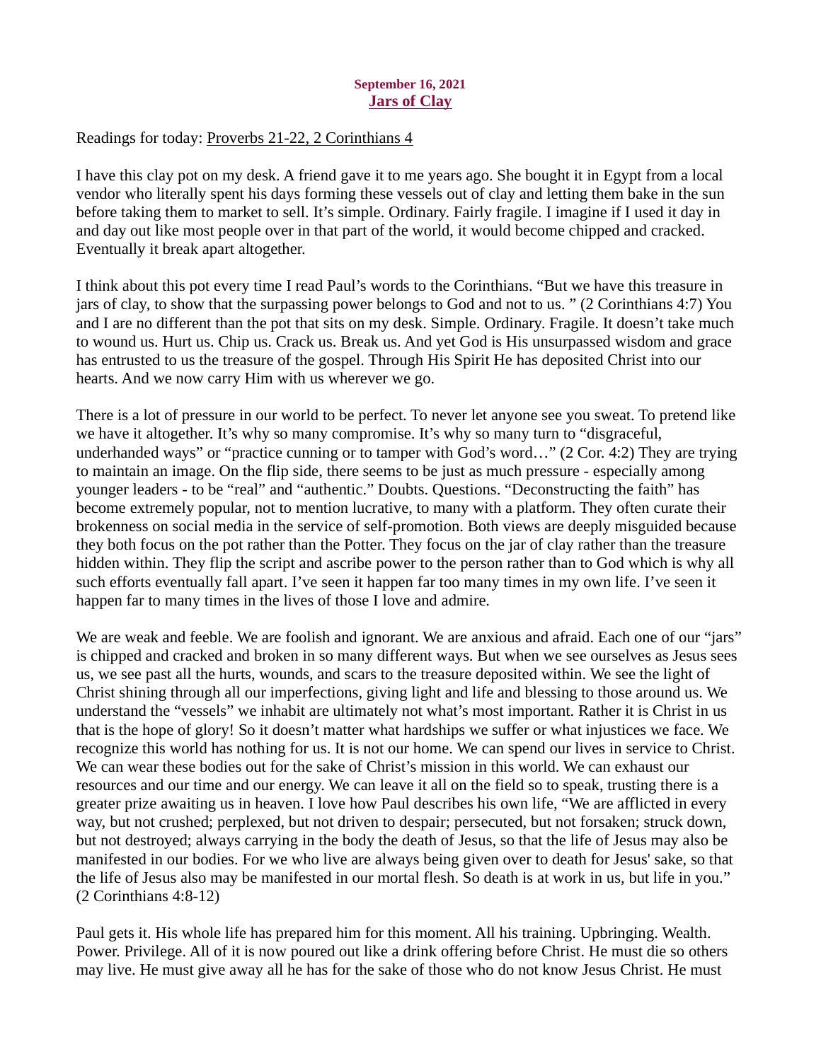**September 16, 2021**
**Jars of Clay**

Readings for today: Proverbs 21-22, 2 Corinthians 4

I have this clay pot on my desk. A friend gave it to me years ago. She bought it in Egypt from a local vendor who literally spent his days forming these vessels out of clay and letting them bake in the sun before taking them to market to sell. It's simple. Ordinary. Fairly fragile. I imagine if I used it day in and day out like most people over in that part of the world, it would become chipped and cracked. Eventually it break apart altogether.

I think about this pot every time I read Paul's words to the Corinthians. "But we have this treasure in jars of clay, to show that the surpassing power belongs to God and not to us. " (2 Corinthians 4:7) You and I are no different than the pot that sits on my desk. Simple. Ordinary. Fragile. It doesn't take much to wound us. Hurt us. Chip us. Crack us. Break us. And yet God is His unsurpassed wisdom and grace has entrusted to us the treasure of the gospel. Through His Spirit He has deposited Christ into our hearts. And we now carry Him with us wherever we go.

There is a lot of pressure in our world to be perfect. To never let anyone see you sweat. To pretend like we have it altogether. It's why so many compromise. It's why so many turn to "disgraceful, underhanded ways" or "practice cunning or to tamper with God's word…" (2 Cor. 4:2) They are trying to maintain an image. On the flip side, there seems to be just as much pressure - especially among younger leaders - to be "real" and "authentic." Doubts. Questions. "Deconstructing the faith" has become extremely popular, not to mention lucrative, to many with a platform. They often curate their brokenness on social media in the service of self-promotion. Both views are deeply misguided because they both focus on the pot rather than the Potter. They focus on the jar of clay rather than the treasure hidden within. They flip the script and ascribe power to the person rather than to God which is why all such efforts eventually fall apart. I've seen it happen far too many times in my own life. I've seen it happen far to many times in the lives of those I love and admire.

We are weak and feeble. We are foolish and ignorant. We are anxious and afraid. Each one of our "jars" is chipped and cracked and broken in so many different ways. But when we see ourselves as Jesus sees us, we see past all the hurts, wounds, and scars to the treasure deposited within. We see the light of Christ shining through all our imperfections, giving light and life and blessing to those around us. We understand the "vessels" we inhabit are ultimately not what's most important. Rather it is Christ in us that is the hope of glory! So it doesn't matter what hardships we suffer or what injustices we face. We recognize this world has nothing for us. It is not our home. We can spend our lives in service to Christ. We can wear these bodies out for the sake of Christ's mission in this world. We can exhaust our resources and our time and our energy. We can leave it all on the field so to speak, trusting there is a greater prize awaiting us in heaven. I love how Paul describes his own life, "We are afflicted in every way, but not crushed; perplexed, but not driven to despair; persecuted, but not forsaken; struck down, but not destroyed; always carrying in the body the death of Jesus, so that the life of Jesus may also be manifested in our bodies. For we who live are always being given over to death for Jesus' sake, so that the life of Jesus also may be manifested in our mortal flesh. So death is at work in us, but life in you." (2 Corinthians 4:8-12)

Paul gets it. His whole life has prepared him for this moment. All his training. Upbringing. Wealth. Power. Privilege. All of it is now poured out like a drink offering before Christ. He must die so others may live. He must give away all he has for the sake of those who do not know Jesus Christ. He must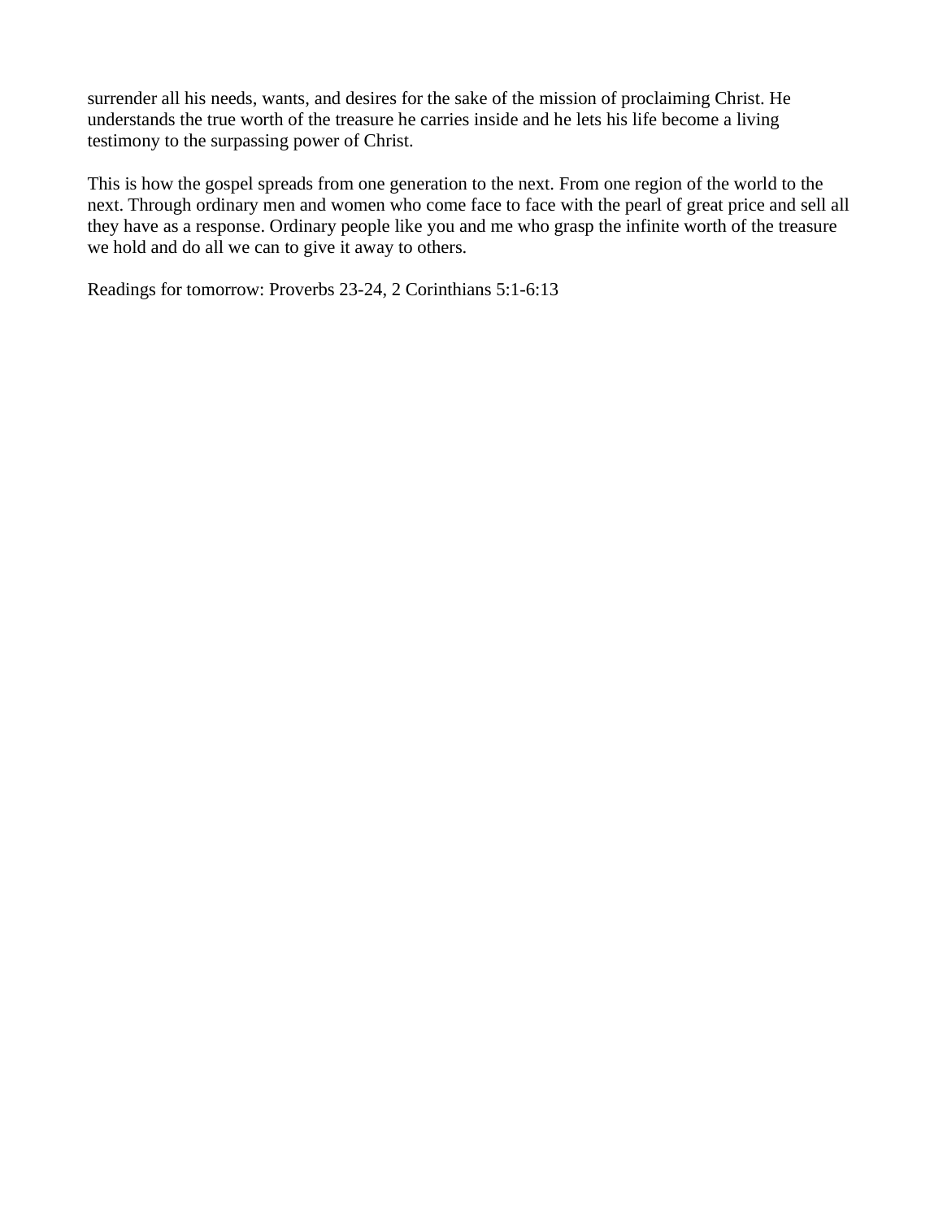surrender all his needs, wants, and desires for the sake of the mission of proclaiming Christ. He understands the true worth of the treasure he carries inside and he lets his life become a living testimony to the surpassing power of Christ.

This is how the gospel spreads from one generation to the next. From one region of the world to the next. Through ordinary men and women who come face to face with the pearl of great price and sell all they have as a response. Ordinary people like you and me who grasp the infinite worth of the treasure we hold and do all we can to give it away to others.

Readings for tomorrow: Proverbs 23-24, 2 Corinthians 5:1-6:13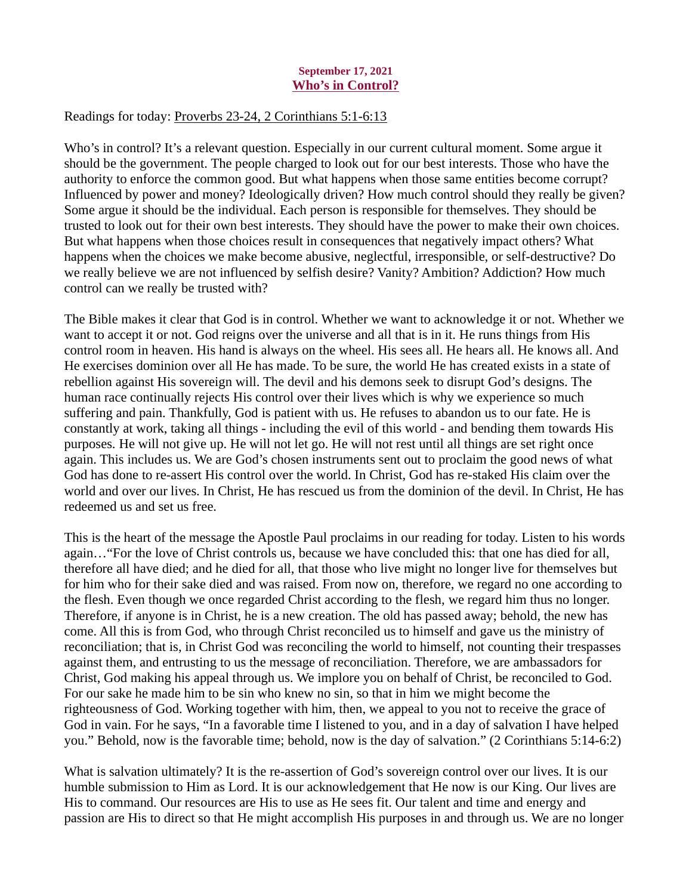**September 17, 2021**
**Who's in Control?**

Readings for today: Proverbs 23-24, 2 Corinthians 5:1-6:13

Who's in control? It's a relevant question. Especially in our current cultural moment. Some argue it should be the government. The people charged to look out for our best interests. Those who have the authority to enforce the common good. But what happens when those same entities become corrupt? Influenced by power and money? Ideologically driven? How much control should they really be given? Some argue it should be the individual. Each person is responsible for themselves. They should be trusted to look out for their own best interests. They should have the power to make their own choices. But what happens when those choices result in consequences that negatively impact others? What happens when the choices we make become abusive, neglectful, irresponsible, or self-destructive? Do we really believe we are not influenced by selfish desire? Vanity? Ambition? Addiction? How much control can we really be trusted with?

The Bible makes it clear that God is in control. Whether we want to acknowledge it or not. Whether we want to accept it or not. God reigns over the universe and all that is in it. He runs things from His control room in heaven. His hand is always on the wheel. His sees all. He hears all. He knows all. And He exercises dominion over all He has made. To be sure, the world He has created exists in a state of rebellion against His sovereign will. The devil and his demons seek to disrupt God's designs. The human race continually rejects His control over their lives which is why we experience so much suffering and pain. Thankfully, God is patient with us. He refuses to abandon us to our fate. He is constantly at work, taking all things - including the evil of this world - and bending them towards His purposes. He will not give up. He will not let go. He will not rest until all things are set right once again. This includes us. We are God's chosen instruments sent out to proclaim the good news of what God has done to re-assert His control over the world. In Christ, God has re-staked His claim over the world and over our lives. In Christ, He has rescued us from the dominion of the devil. In Christ, He has redeemed us and set us free.

This is the heart of the message the Apostle Paul proclaims in our reading for today. Listen to his words again…"For the love of Christ controls us, because we have concluded this: that one has died for all, therefore all have died; and he died for all, that those who live might no longer live for themselves but for him who for their sake died and was raised. From now on, therefore, we regard no one according to the flesh. Even though we once regarded Christ according to the flesh, we regard him thus no longer. Therefore, if anyone is in Christ, he is a new creation. The old has passed away; behold, the new has come. All this is from God, who through Christ reconciled us to himself and gave us the ministry of reconciliation; that is, in Christ God was reconciling the world to himself, not counting their trespasses against them, and entrusting to us the message of reconciliation. Therefore, we are ambassadors for Christ, God making his appeal through us. We implore you on behalf of Christ, be reconciled to God. For our sake he made him to be sin who knew no sin, so that in him we might become the righteousness of God. Working together with him, then, we appeal to you not to receive the grace of God in vain. For he says, "In a favorable time I listened to you, and in a day of salvation I have helped you." Behold, now is the favorable time; behold, now is the day of salvation." (2 Corinthians 5:14-6:2)

What is salvation ultimately? It is the re-assertion of God's sovereign control over our lives. It is our humble submission to Him as Lord. It is our acknowledgement that He now is our King. Our lives are His to command. Our resources are His to use as He sees fit. Our talent and time and energy and passion are His to direct so that He might accomplish His purposes in and through us. We are no longer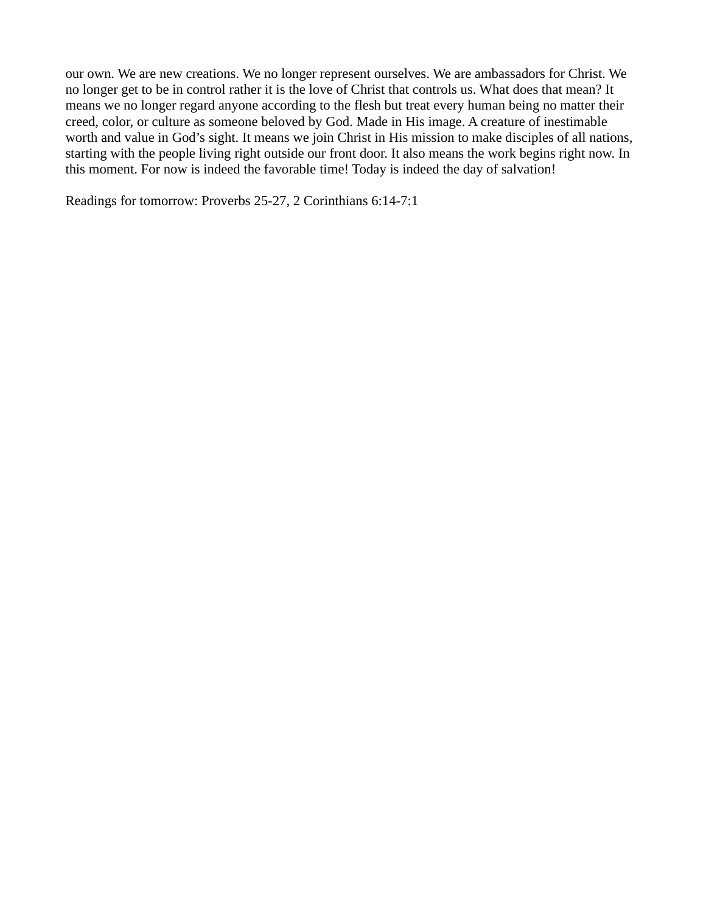our own. We are new creations. We no longer represent ourselves. We are ambassadors for Christ. We no longer get to be in control rather it is the love of Christ that controls us. What does that mean? It means we no longer regard anyone according to the flesh but treat every human being no matter their creed, color, or culture as someone beloved by God. Made in His image. A creature of inestimable worth and value in God's sight. It means we join Christ in His mission to make disciples of all nations, starting with the people living right outside our front door. It also means the work begins right now. In this moment. For now is indeed the favorable time! Today is indeed the day of salvation!

Readings for tomorrow: Proverbs 25-27, 2 Corinthians 6:14-7:1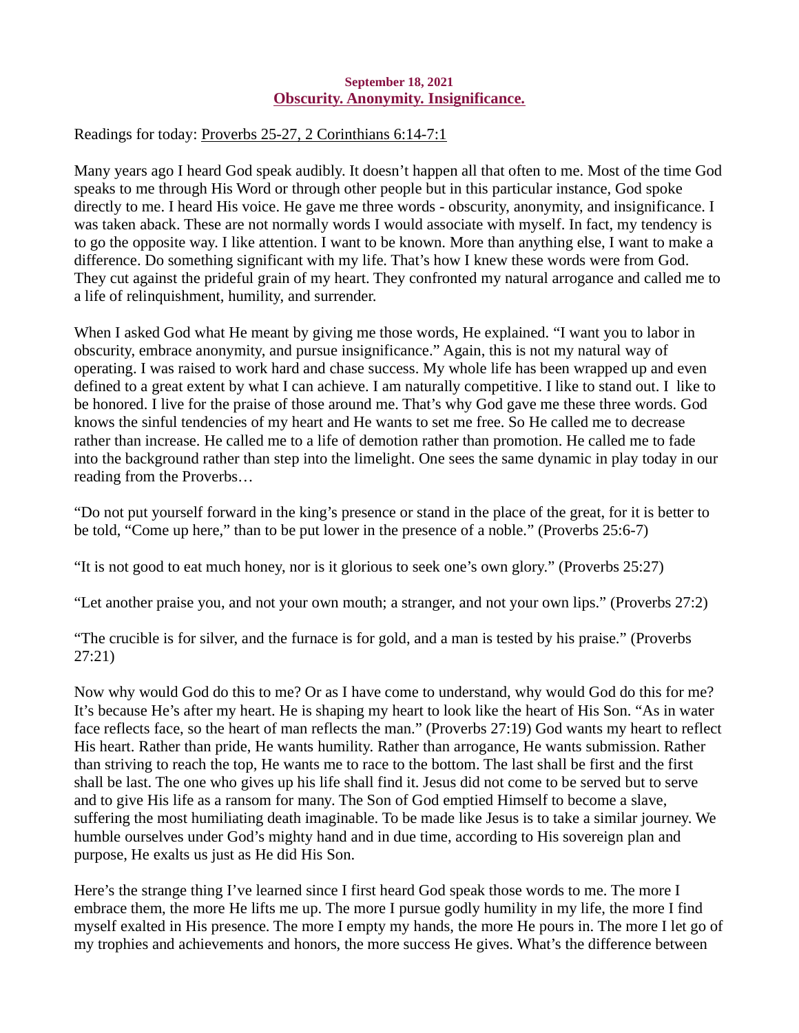**September 18, 2021**
## Obscurity. Anonymity. Insignificance.

Readings for today: Proverbs 25-27, 2 Corinthians 6:14-7:1

Many years ago I heard God speak audibly. It doesn't happen all that often to me. Most of the time God speaks to me through His Word or through other people but in this particular instance, God spoke directly to me. I heard His voice. He gave me three words - obscurity, anonymity, and insignificance. I was taken aback. These are not normally words I would associate with myself. In fact, my tendency is to go the opposite way. I like attention. I want to be known. More than anything else, I want to make a difference. Do something significant with my life. That's how I knew these words were from God. They cut against the prideful grain of my heart. They confronted my natural arrogance and called me to a life of relinquishment, humility, and surrender.

When I asked God what He meant by giving me those words, He explained. "I want you to labor in obscurity, embrace anonymity, and pursue insignificance." Again, this is not my natural way of operating. I was raised to work hard and chase success. My whole life has been wrapped up and even defined to a great extent by what I can achieve. I am naturally competitive. I like to stand out. I like to be honored. I live for the praise of those around me. That's why God gave me these three words. God knows the sinful tendencies of my heart and He wants to set me free. So He called me to decrease rather than increase. He called me to a life of demotion rather than promotion. He called me to fade into the background rather than step into the limelight. One sees the same dynamic in play today in our reading from the Proverbs…

"Do not put yourself forward in the king's presence or stand in the place of the great, for it is better to be told, "Come up here," than to be put lower in the presence of a noble." (Proverbs 25:6-7)

"It is not good to eat much honey, nor is it glorious to seek one's own glory." (Proverbs 25:27)

"Let another praise you, and not your own mouth; a stranger, and not your own lips." (Proverbs 27:2)

"The crucible is for silver, and the furnace is for gold, and a man is tested by his praise." (Proverbs 27:21)

Now why would God do this to me? Or as I have come to understand, why would God do this for me? It's because He's after my heart. He is shaping my heart to look like the heart of His Son. "As in water face reflects face, so the heart of man reflects the man." (Proverbs 27:19) God wants my heart to reflect His heart. Rather than pride, He wants humility. Rather than arrogance, He wants submission. Rather than striving to reach the top, He wants me to race to the bottom. The last shall be first and the first shall be last. The one who gives up his life shall find it. Jesus did not come to be served but to serve and to give His life as a ransom for many. The Son of God emptied Himself to become a slave, suffering the most humiliating death imaginable. To be made like Jesus is to take a similar journey. We humble ourselves under God's mighty hand and in due time, according to His sovereign plan and purpose, He exalts us just as He did His Son.

Here's the strange thing I've learned since I first heard God speak those words to me. The more I embrace them, the more He lifts me up. The more I pursue godly humility in my life, the more I find myself exalted in His presence. The more I empty my hands, the more He pours in. The more I let go of my trophies and achievements and honors, the more success He gives. What's the difference between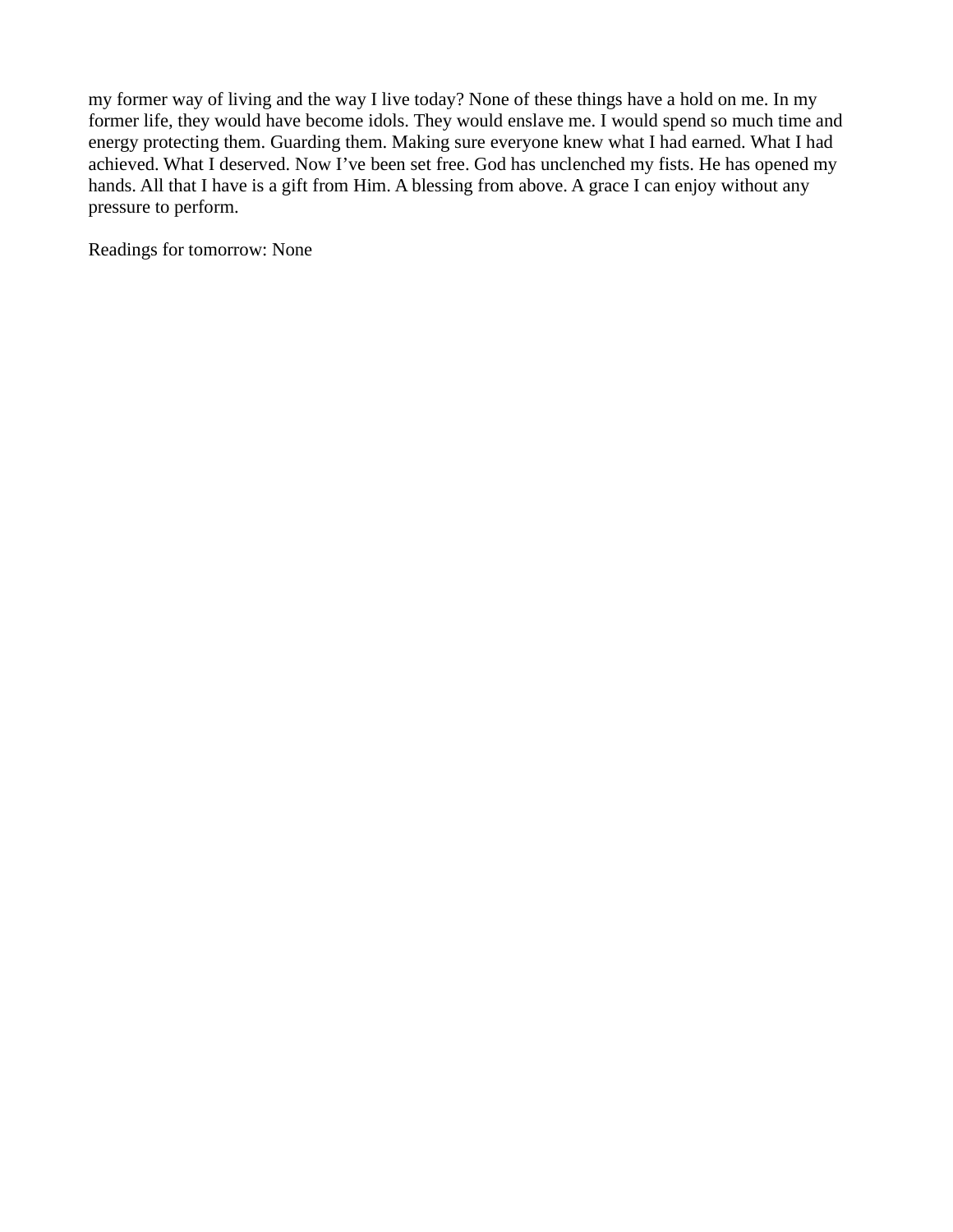my former way of living and the way I live today? None of these things have a hold on me. In my former life, they would have become idols. They would enslave me. I would spend so much time and energy protecting them. Guarding them. Making sure everyone knew what I had earned. What I had achieved. What I deserved. Now I've been set free. God has unclenched my fists. He has opened my hands. All that I have is a gift from Him. A blessing from above. A grace I can enjoy without any pressure to perform.

Readings for tomorrow: None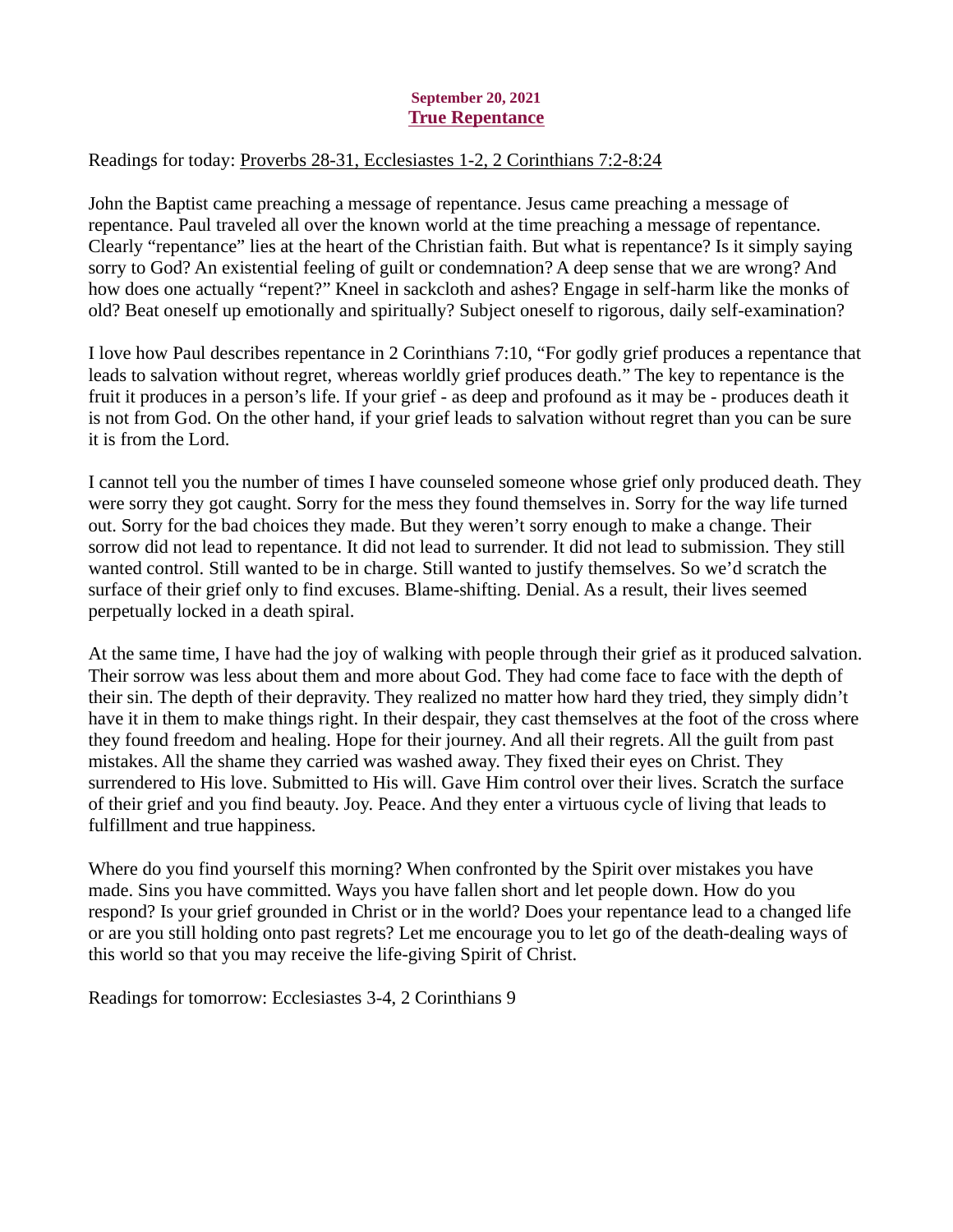**September 20, 2021**

# True Repentance

Readings for today: Proverbs 28-31, Ecclesiastes 1-2, 2 Corinthians 7:2-8:24

John the Baptist came preaching a message of repentance. Jesus came preaching a message of repentance. Paul traveled all over the known world at the time preaching a message of repentance. Clearly "repentance" lies at the heart of the Christian faith. But what is repentance? Is it simply saying sorry to God? An existential feeling of guilt or condemnation? A deep sense that we are wrong? And how does one actually "repent?" Kneel in sackcloth and ashes? Engage in self-harm like the monks of old? Beat oneself up emotionally and spiritually? Subject oneself to rigorous, daily self-examination?

I love how Paul describes repentance in 2 Corinthians 7:10, "For godly grief produces a repentance that leads to salvation without regret, whereas worldly grief produces death." The key to repentance is the fruit it produces in a person's life. If your grief - as deep and profound as it may be - produces death it is not from God. On the other hand, if your grief leads to salvation without regret than you can be sure it is from the Lord.

I cannot tell you the number of times I have counseled someone whose grief only produced death. They were sorry they got caught. Sorry for the mess they found themselves in. Sorry for the way life turned out. Sorry for the bad choices they made. But they weren't sorry enough to make a change. Their sorrow did not lead to repentance. It did not lead to surrender. It did not lead to submission. They still wanted control. Still wanted to be in charge. Still wanted to justify themselves. So we'd scratch the surface of their grief only to find excuses. Blame-shifting. Denial. As a result, their lives seemed perpetually locked in a death spiral.

At the same time, I have had the joy of walking with people through their grief as it produced salvation. Their sorrow was less about them and more about God. They had come face to face with the depth of their sin. The depth of their depravity. They realized no matter how hard they tried, they simply didn't have it in them to make things right. In their despair, they cast themselves at the foot of the cross where they found freedom and healing. Hope for their journey. And all their regrets. All the guilt from past mistakes. All the shame they carried was washed away. They fixed their eyes on Christ. They surrendered to His love. Submitted to His will. Gave Him control over their lives. Scratch the surface of their grief and you find beauty. Joy. Peace. And they enter a virtuous cycle of living that leads to fulfillment and true happiness.

Where do you find yourself this morning? When confronted by the Spirit over mistakes you have made. Sins you have committed. Ways you have fallen short and let people down. How do you respond? Is your grief grounded in Christ or in the world? Does your repentance lead to a changed life or are you still holding onto past regrets? Let me encourage you to let go of the death-dealing ways of this world so that you may receive the life-giving Spirit of Christ.

Readings for tomorrow: Ecclesiastes 3-4, 2 Corinthians 9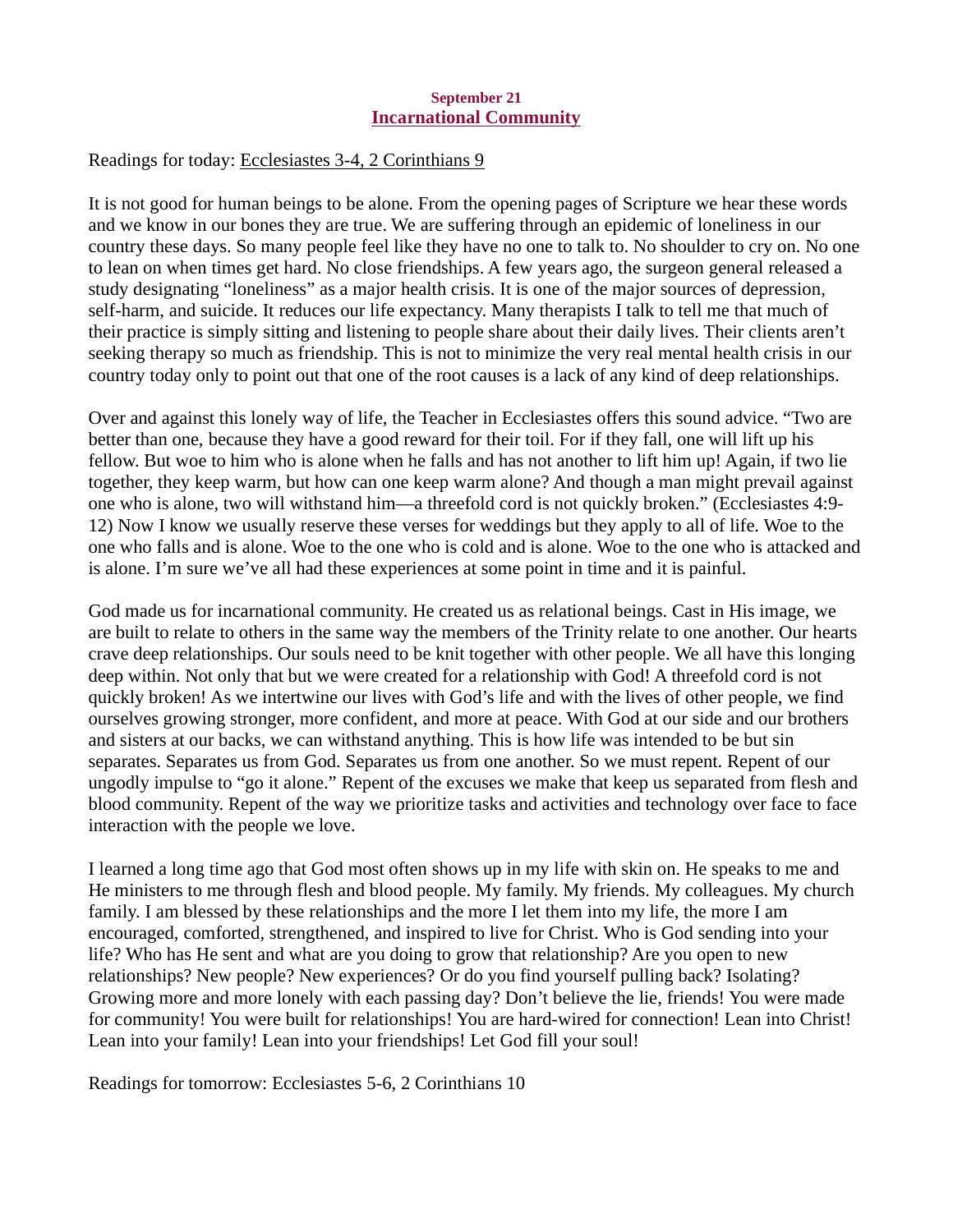**September 21**

## Incarnational Community

Readings for today: Ecclesiastes 3-4, 2 Corinthians 9

It is not good for human beings to be alone. From the opening pages of Scripture we hear these words and we know in our bones they are true. We are suffering through an epidemic of loneliness in our country these days. So many people feel like they have no one to talk to. No shoulder to cry on. No one to lean on when times get hard. No close friendships. A few years ago, the surgeon general released a study designating "loneliness" as a major health crisis. It is one of the major sources of depression, self-harm, and suicide. It reduces our life expectancy. Many therapists I talk to tell me that much of their practice is simply sitting and listening to people share about their daily lives. Their clients aren't seeking therapy so much as friendship. This is not to minimize the very real mental health crisis in our country today only to point out that one of the root causes is a lack of any kind of deep relationships.

Over and against this lonely way of life, the Teacher in Ecclesiastes offers this sound advice. "Two are better than one, because they have a good reward for their toil. For if they fall, one will lift up his fellow. But woe to him who is alone when he falls and has not another to lift him up! Again, if two lie together, they keep warm, but how can one keep warm alone? And though a man might prevail against one who is alone, two will withstand him—a threefold cord is not quickly broken." (Ecclesiastes 4:9-12) Now I know we usually reserve these verses for weddings but they apply to all of life. Woe to the one who falls and is alone. Woe to the one who is cold and is alone. Woe to the one who is attacked and is alone. I'm sure we've all had these experiences at some point in time and it is painful.

God made us for incarnational community. He created us as relational beings. Cast in His image, we are built to relate to others in the same way the members of the Trinity relate to one another. Our hearts crave deep relationships. Our souls need to be knit together with other people. We all have this longing deep within. Not only that but we were created for a relationship with God! A threefold cord is not quickly broken! As we intertwine our lives with God's life and with the lives of other people, we find ourselves growing stronger, more confident, and more at peace. With God at our side and our brothers and sisters at our backs, we can withstand anything. This is how life was intended to be but sin separates. Separates us from God. Separates us from one another. So we must repent. Repent of our ungodly impulse to "go it alone." Repent of the excuses we make that keep us separated from flesh and blood community. Repent of the way we prioritize tasks and activities and technology over face to face interaction with the people we love.

I learned a long time ago that God most often shows up in my life with skin on. He speaks to me and He ministers to me through flesh and blood people. My family. My friends. My colleagues. My church family. I am blessed by these relationships and the more I let them into my life, the more I am encouraged, comforted, strengthened, and inspired to live for Christ. Who is God sending into your life? Who has He sent and what are you doing to grow that relationship? Are you open to new relationships? New people? New experiences? Or do you find yourself pulling back? Isolating? Growing more and more lonely with each passing day? Don't believe the lie, friends! You were made for community! You were built for relationships! You are hard-wired for connection! Lean into Christ! Lean into your family! Lean into your friendships! Let God fill your soul!

Readings for tomorrow: Ecclesiastes 5-6, 2 Corinthians 10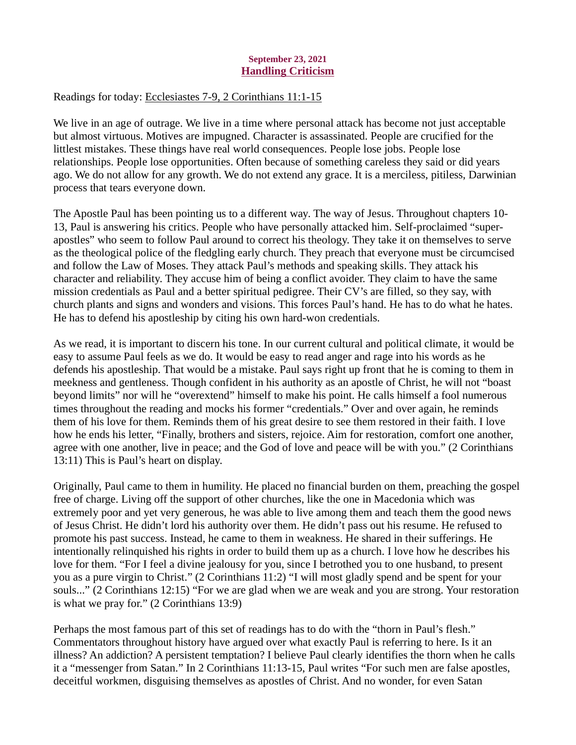**September 23, 2021**
## Handling Criticism

Readings for today: Ecclesiastes 7-9, 2 Corinthians 11:1-15

We live in an age of outrage. We live in a time where personal attack has become not just acceptable but almost virtuous. Motives are impugned. Character is assassinated. People are crucified for the littlest mistakes. These things have real world consequences. People lose jobs. People lose relationships. People lose opportunities. Often because of something careless they said or did years ago. We do not allow for any growth. We do not extend any grace. It is a merciless, pitiless, Darwinian process that tears everyone down.

The Apostle Paul has been pointing us to a different way. The way of Jesus. Throughout chapters 10-13, Paul is answering his critics. People who have personally attacked him. Self-proclaimed "super-apostles" who seem to follow Paul around to correct his theology. They take it on themselves to serve as the theological police of the fledgling early church. They preach that everyone must be circumcised and follow the Law of Moses. They attack Paul's methods and speaking skills. They attack his character and reliability. They accuse him of being a conflict avoider. They claim to have the same mission credentials as Paul and a better spiritual pedigree. Their CV's are filled, so they say, with church plants and signs and wonders and visions. This forces Paul's hand. He has to do what he hates. He has to defend his apostleship by citing his own hard-won credentials.

As we read, it is important to discern his tone. In our current cultural and political climate, it would be easy to assume Paul feels as we do. It would be easy to read anger and rage into his words as he defends his apostleship. That would be a mistake. Paul says right up front that he is coming to them in meekness and gentleness. Though confident in his authority as an apostle of Christ, he will not "boast beyond limits" nor will he "overextend" himself to make his point. He calls himself a fool numerous times throughout the reading and mocks his former "credentials." Over and over again, he reminds them of his love for them. Reminds them of his great desire to see them restored in their faith. I love how he ends his letter, "Finally, brothers and sisters, rejoice. Aim for restoration, comfort one another, agree with one another, live in peace; and the God of love and peace will be with you." (2 Corinthians 13:11) This is Paul's heart on display.

Originally, Paul came to them in humility. He placed no financial burden on them, preaching the gospel free of charge. Living off the support of other churches, like the one in Macedonia which was extremely poor and yet very generous, he was able to live among them and teach them the good news of Jesus Christ. He didn't lord his authority over them. He didn't pass out his resume. He refused to promote his past success. Instead, he came to them in weakness. He shared in their sufferings. He intentionally relinquished his rights in order to build them up as a church. I love how he describes his love for them. "For I feel a divine jealousy for you, since I betrothed you to one husband, to present you as a pure virgin to Christ." (2 Corinthians 11:2) "I will most gladly spend and be spent for your souls..." (2 Corinthians 12:15) "For we are glad when we are weak and you are strong. Your restoration is what we pray for." (2 Corinthians 13:9)

Perhaps the most famous part of this set of readings has to do with the "thorn in Paul's flesh." Commentators throughout history have argued over what exactly Paul is referring to here. Is it an illness? An addiction? A persistent temptation? I believe Paul clearly identifies the thorn when he calls it a "messenger from Satan." In 2 Corinthians 11:13-15, Paul writes "For such men are false apostles, deceitful workmen, disguising themselves as apostles of Christ. And no wonder, for even Satan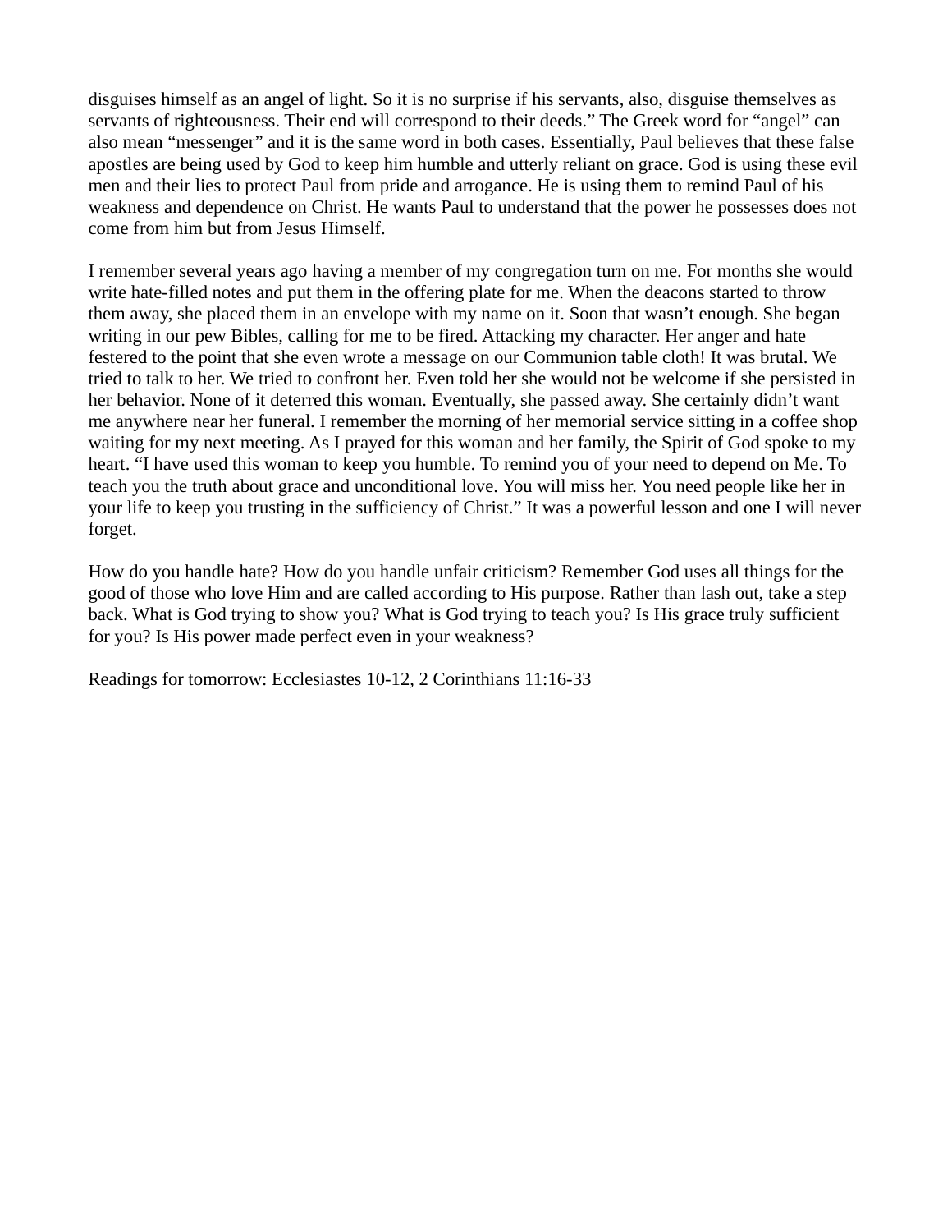disguises himself as an angel of light. So it is no surprise if his servants, also, disguise themselves as servants of righteousness. Their end will correspond to their deeds." The Greek word for "angel" can also mean "messenger" and it is the same word in both cases. Essentially, Paul believes that these false apostles are being used by God to keep him humble and utterly reliant on grace. God is using these evil men and their lies to protect Paul from pride and arrogance. He is using them to remind Paul of his weakness and dependence on Christ. He wants Paul to understand that the power he possesses does not come from him but from Jesus Himself.

I remember several years ago having a member of my congregation turn on me. For months she would write hate-filled notes and put them in the offering plate for me. When the deacons started to throw them away, she placed them in an envelope with my name on it. Soon that wasn't enough. She began writing in our pew Bibles, calling for me to be fired. Attacking my character. Her anger and hate festered to the point that she even wrote a message on our Communion table cloth! It was brutal. We tried to talk to her. We tried to confront her. Even told her she would not be welcome if she persisted in her behavior. None of it deterred this woman. Eventually, she passed away. She certainly didn't want me anywhere near her funeral. I remember the morning of her memorial service sitting in a coffee shop waiting for my next meeting. As I prayed for this woman and her family, the Spirit of God spoke to my heart. "I have used this woman to keep you humble. To remind you of your need to depend on Me. To teach you the truth about grace and unconditional love. You will miss her. You need people like her in your life to keep you trusting in the sufficiency of Christ." It was a powerful lesson and one I will never forget.

How do you handle hate? How do you handle unfair criticism? Remember God uses all things for the good of those who love Him and are called according to His purpose. Rather than lash out, take a step back. What is God trying to show you? What is God trying to teach you? Is His grace truly sufficient for you? Is His power made perfect even in your weakness?

Readings for tomorrow: Ecclesiastes 10-12, 2 Corinthians 11:16-33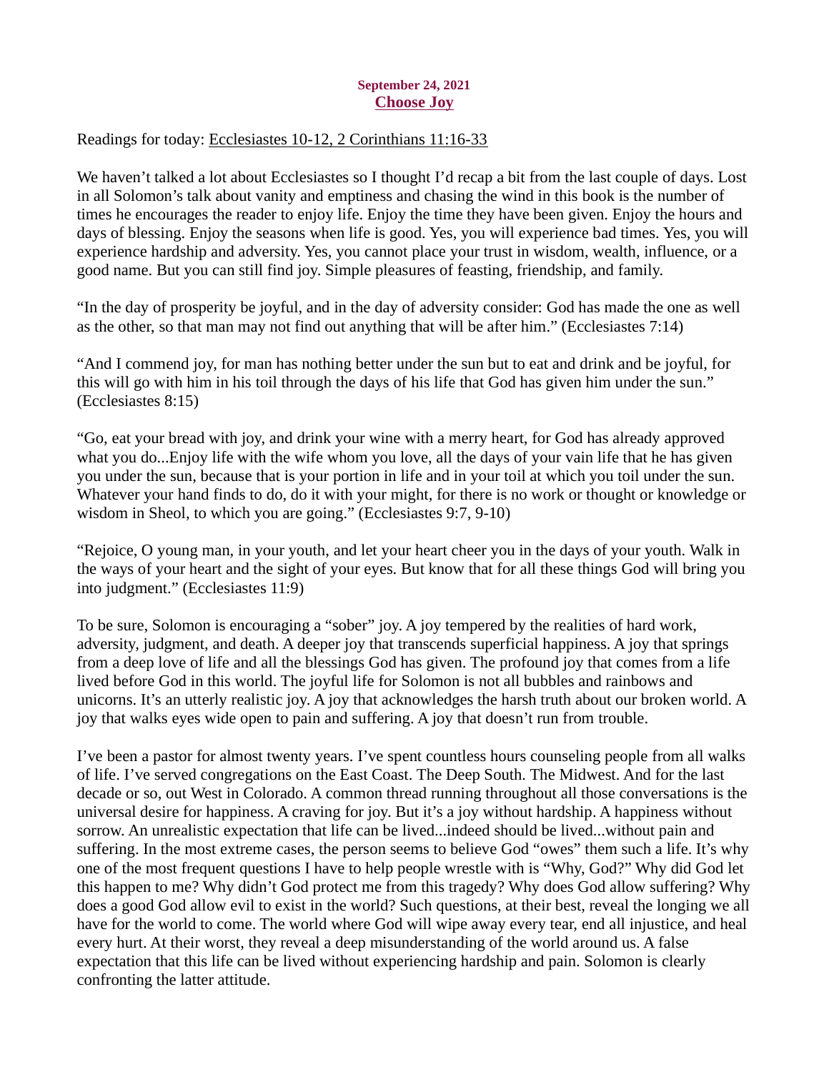**September 24, 2021**

## Choose Joy

Readings for today: Ecclesiastes 10-12, 2 Corinthians 11:16-33

We haven't talked a lot about Ecclesiastes so I thought I'd recap a bit from the last couple of days. Lost in all Solomon's talk about vanity and emptiness and chasing the wind in this book is the number of times he encourages the reader to enjoy life. Enjoy the time they have been given. Enjoy the hours and days of blessing. Enjoy the seasons when life is good. Yes, you will experience bad times. Yes, you will experience hardship and adversity. Yes, you cannot place your trust in wisdom, wealth, influence, or a good name. But you can still find joy. Simple pleasures of feasting, friendship, and family.

"In the day of prosperity be joyful, and in the day of adversity consider: God has made the one as well as the other, so that man may not find out anything that will be after him." (Ecclesiastes 7:14)

"And I commend joy, for man has nothing better under the sun but to eat and drink and be joyful, for this will go with him in his toil through the days of his life that God has given him under the sun." (Ecclesiastes 8:15)

"Go, eat your bread with joy, and drink your wine with a merry heart, for God has already approved what you do...Enjoy life with the wife whom you love, all the days of your vain life that he has given you under the sun, because that is your portion in life and in your toil at which you toil under the sun. Whatever your hand finds to do, do it with your might, for there is no work or thought or knowledge or wisdom in Sheol, to which you are going." (Ecclesiastes 9:7, 9-10)

"Rejoice, O young man, in your youth, and let your heart cheer you in the days of your youth. Walk in the ways of your heart and the sight of your eyes. But know that for all these things God will bring you into judgment." (Ecclesiastes 11:9)

To be sure, Solomon is encouraging a "sober" joy. A joy tempered by the realities of hard work, adversity, judgment, and death. A deeper joy that transcends superficial happiness. A joy that springs from a deep love of life and all the blessings God has given. The profound joy that comes from a life lived before God in this world. The joyful life for Solomon is not all bubbles and rainbows and unicorns. It's an utterly realistic joy. A joy that acknowledges the harsh truth about our broken world. A joy that walks eyes wide open to pain and suffering. A joy that doesn't run from trouble.

I've been a pastor for almost twenty years. I've spent countless hours counseling people from all walks of life. I've served congregations on the East Coast. The Deep South. The Midwest. And for the last decade or so, out West in Colorado. A common thread running throughout all those conversations is the universal desire for happiness. A craving for joy. But it's a joy without hardship. A happiness without sorrow. An unrealistic expectation that life can be lived...indeed should be lived...without pain and suffering. In the most extreme cases, the person seems to believe God "owes" them such a life. It's why one of the most frequent questions I have to help people wrestle with is "Why, God?" Why did God let this happen to me? Why didn't God protect me from this tragedy? Why does God allow suffering? Why does a good God allow evil to exist in the world? Such questions, at their best, reveal the longing we all have for the world to come. The world where God will wipe away every tear, end all injustice, and heal every hurt. At their worst, they reveal a deep misunderstanding of the world around us. A false expectation that this life can be lived without experiencing hardship and pain. Solomon is clearly confronting the latter attitude.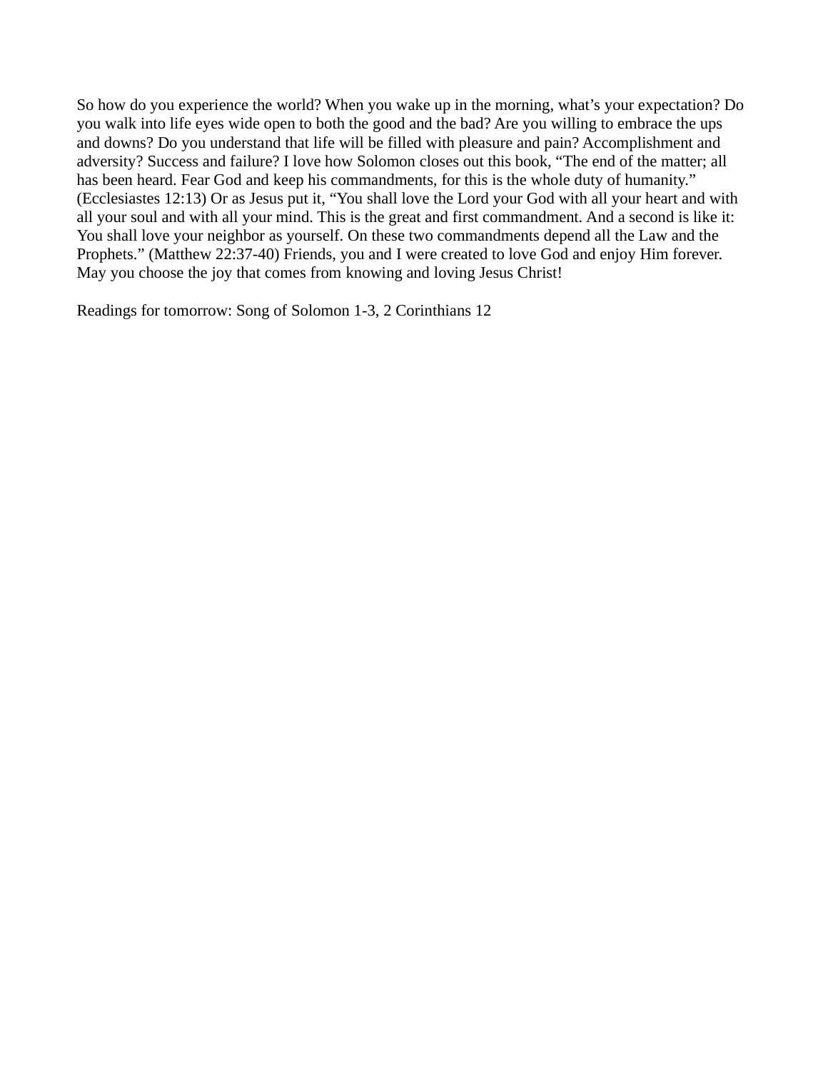So how do you experience the world? When you wake up in the morning, what's your expectation? Do you walk into life eyes wide open to both the good and the bad? Are you willing to embrace the ups and downs? Do you understand that life will be filled with pleasure and pain? Accomplishment and adversity? Success and failure? I love how Solomon closes out this book, "The end of the matter; all has been heard. Fear God and keep his commandments, for this is the whole duty of humanity." (Ecclesiastes 12:13) Or as Jesus put it, "You shall love the Lord your God with all your heart and with all your soul and with all your mind. This is the great and first commandment. And a second is like it: You shall love your neighbor as yourself. On these two commandments depend all the Law and the Prophets." (Matthew 22:37-40) Friends, you and I were created to love God and enjoy Him forever. May you choose the joy that comes from knowing and loving Jesus Christ!

Readings for tomorrow: Song of Solomon 1-3, 2 Corinthians 12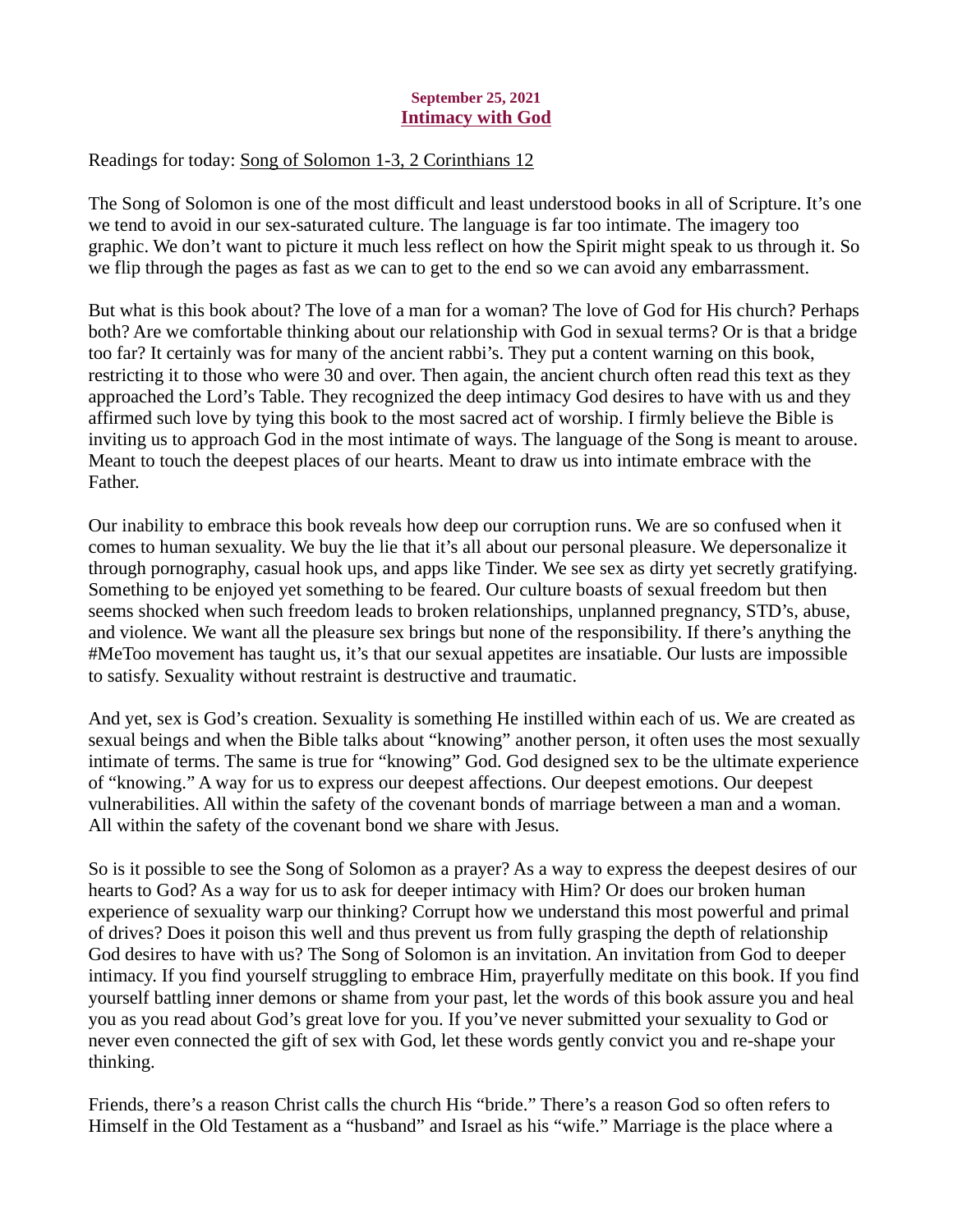**September 25, 2021**
**[Intimacy with God]**

Readings for today: Song of Solomon 1-3, 2 Corinthians 12

The Song of Solomon is one of the most difficult and least understood books in all of Scripture. It's one we tend to avoid in our sex-saturated culture. The language is far too intimate. The imagery too graphic. We don't want to picture it much less reflect on how the Spirit might speak to us through it. So we flip through the pages as fast as we can to get to the end so we can avoid any embarrassment.

But what is this book about? The love of a man for a woman? The love of God for His church? Perhaps both? Are we comfortable thinking about our relationship with God in sexual terms? Or is that a bridge too far? It certainly was for many of the ancient rabbi's. They put a content warning on this book, restricting it to those who were 30 and over. Then again, the ancient church often read this text as they approached the Lord's Table. They recognized the deep intimacy God desires to have with us and they affirmed such love by tying this book to the most sacred act of worship. I firmly believe the Bible is inviting us to approach God in the most intimate of ways. The language of the Song is meant to arouse. Meant to touch the deepest places of our hearts. Meant to draw us into intimate embrace with the Father.

Our inability to embrace this book reveals how deep our corruption runs. We are so confused when it comes to human sexuality. We buy the lie that it's all about our personal pleasure. We depersonalize it through pornography, casual hook ups, and apps like Tinder. We see sex as dirty yet secretly gratifying. Something to be enjoyed yet something to be feared. Our culture boasts of sexual freedom but then seems shocked when such freedom leads to broken relationships, unplanned pregnancy, STD's, abuse, and violence. We want all the pleasure sex brings but none of the responsibility. If there's anything the #MeToo movement has taught us, it's that our sexual appetites are insatiable. Our lusts are impossible to satisfy. Sexuality without restraint is destructive and traumatic.

And yet, sex is God's creation. Sexuality is something He instilled within each of us. We are created as sexual beings and when the Bible talks about "knowing" another person, it often uses the most sexually intimate of terms. The same is true for "knowing" God. God designed sex to be the ultimate experience of "knowing." A way for us to express our deepest affections. Our deepest emotions. Our deepest vulnerabilities. All within the safety of the covenant bonds of marriage between a man and a woman. All within the safety of the covenant bond we share with Jesus.

So is it possible to see the Song of Solomon as a prayer? As a way to express the deepest desires of our hearts to God? As a way for us to ask for deeper intimacy with Him? Or does our broken human experience of sexuality warp our thinking? Corrupt how we understand this most powerful and primal of drives? Does it poison this well and thus prevent us from fully grasping the depth of relationship God desires to have with us? The Song of Solomon is an invitation. An invitation from God to deeper intimacy. If you find yourself struggling to embrace Him, prayerfully meditate on this book. If you find yourself battling inner demons or shame from your past, let the words of this book assure you and heal you as you read about God's great love for you. If you've never submitted your sexuality to God or never even connected the gift of sex with God, let these words gently convict you and re-shape your thinking.

Friends, there's a reason Christ calls the church His "bride." There's a reason God so often refers to Himself in the Old Testament as a "husband" and Israel as his "wife." Marriage is the place where a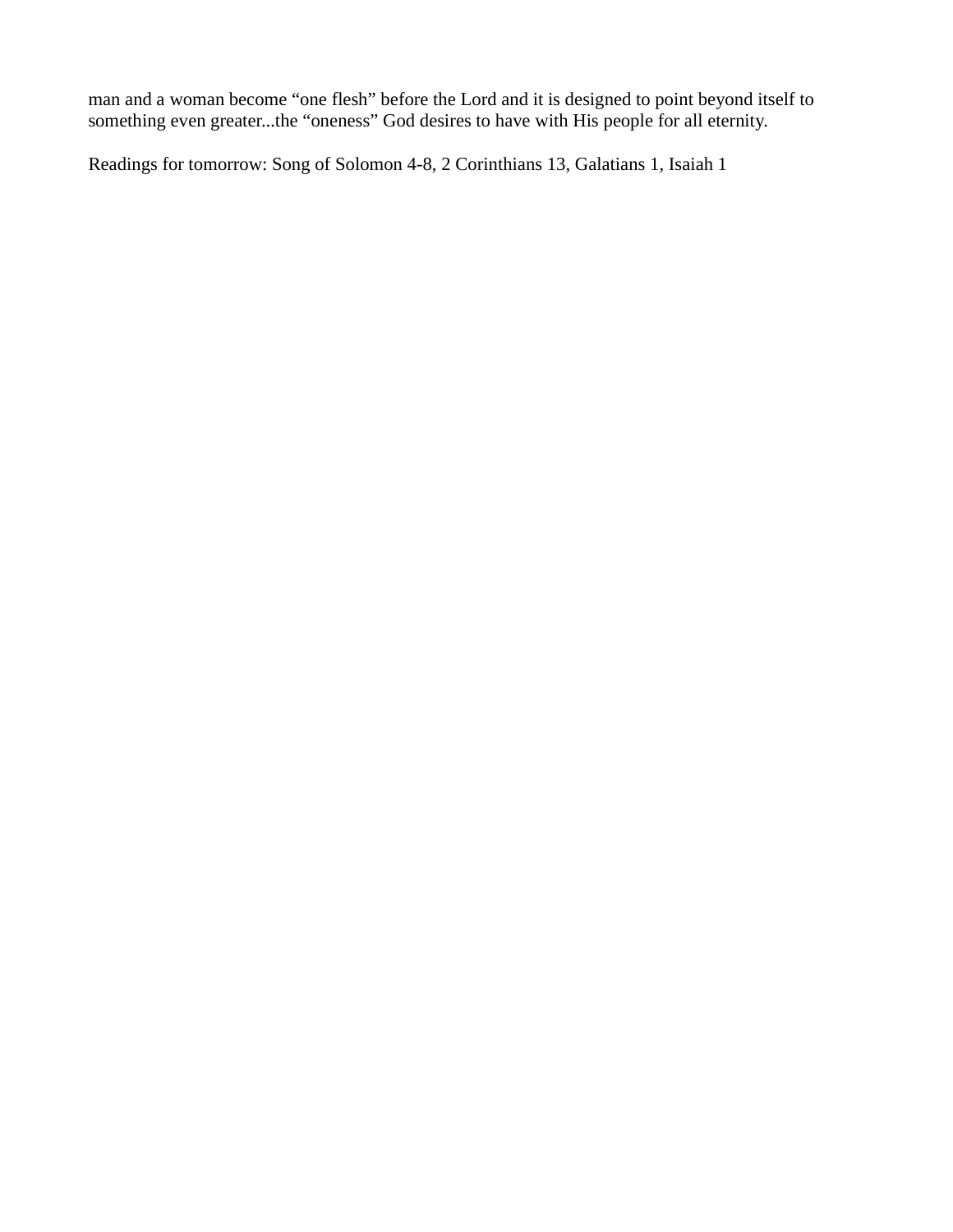man and a woman become "one flesh" before the Lord and it is designed to point beyond itself to something even greater...the "oneness" God desires to have with His people for all eternity.

Readings for tomorrow: Song of Solomon 4-8, 2 Corinthians 13, Galatians 1, Isaiah 1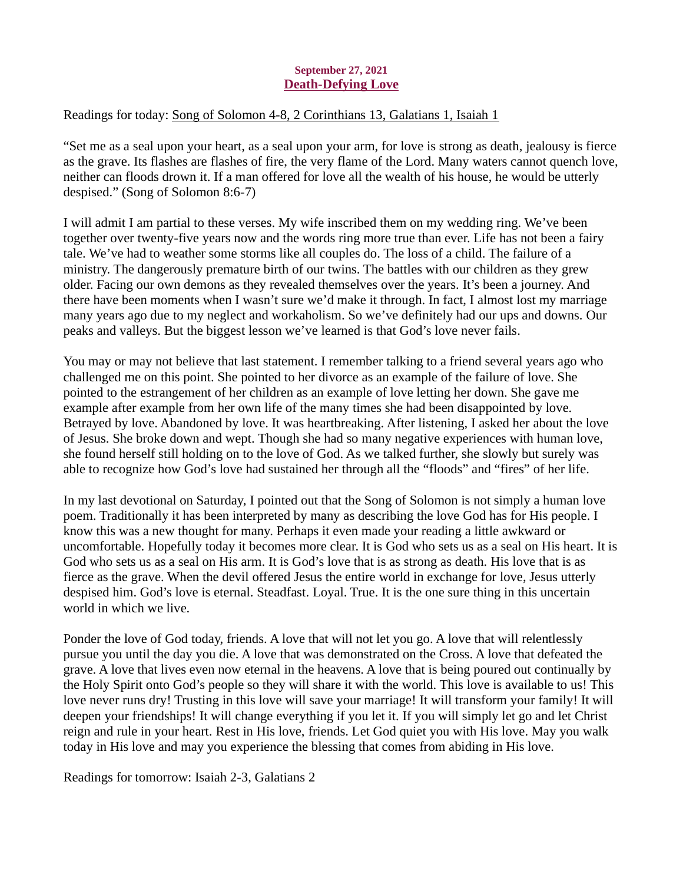**September 27, 2021**

## Death-Defying Love

Readings for today: Song of Solomon 4-8, 2 Corinthians 13, Galatians 1, Isaiah 1

"Set me as a seal upon your heart, as a seal upon your arm, for love is strong as death, jealousy is fierce as the grave. Its flashes are flashes of fire, the very flame of the Lord. Many waters cannot quench love, neither can floods drown it. If a man offered for love all the wealth of his house, he would be utterly despised." (Song of Solomon 8:6-7)

I will admit I am partial to these verses. My wife inscribed them on my wedding ring. We've been together over twenty-five years now and the words ring more true than ever. Life has not been a fairy tale. We've had to weather some storms like all couples do. The loss of a child. The failure of a ministry. The dangerously premature birth of our twins. The battles with our children as they grew older. Facing our own demons as they revealed themselves over the years. It's been a journey. And there have been moments when I wasn't sure we'd make it through. In fact, I almost lost my marriage many years ago due to my neglect and workaholism. So we've definitely had our ups and downs. Our peaks and valleys. But the biggest lesson we've learned is that God's love never fails.

You may or may not believe that last statement. I remember talking to a friend several years ago who challenged me on this point. She pointed to her divorce as an example of the failure of love. She pointed to the estrangement of her children as an example of love letting her down. She gave me example after example from her own life of the many times she had been disappointed by love. Betrayed by love. Abandoned by love. It was heartbreaking. After listening, I asked her about the love of Jesus. She broke down and wept. Though she had so many negative experiences with human love, she found herself still holding on to the love of God. As we talked further, she slowly but surely was able to recognize how God's love had sustained her through all the "floods" and "fires" of her life.

In my last devotional on Saturday, I pointed out that the Song of Solomon is not simply a human love poem. Traditionally it has been interpreted by many as describing the love God has for His people. I know this was a new thought for many. Perhaps it even made your reading a little awkward or uncomfortable. Hopefully today it becomes more clear. It is God who sets us as a seal on His heart. It is God who sets us as a seal on His arm. It is God's love that is as strong as death. His love that is as fierce as the grave. When the devil offered Jesus the entire world in exchange for love, Jesus utterly despised him. God's love is eternal. Steadfast. Loyal. True. It is the one sure thing in this uncertain world in which we live.

Ponder the love of God today, friends. A love that will not let you go. A love that will relentlessly pursue you until the day you die. A love that was demonstrated on the Cross. A love that defeated the grave. A love that lives even now eternal in the heavens. A love that is being poured out continually by the Holy Spirit onto God's people so they will share it with the world. This love is available to us! This love never runs dry! Trusting in this love will save your marriage! It will transform your family! It will deepen your friendships! It will change everything if you let it. If you will simply let go and let Christ reign and rule in your heart. Rest in His love, friends. Let God quiet you with His love. May you walk today in His love and may you experience the blessing that comes from abiding in His love.

Readings for tomorrow: Isaiah 2-3, Galatians 2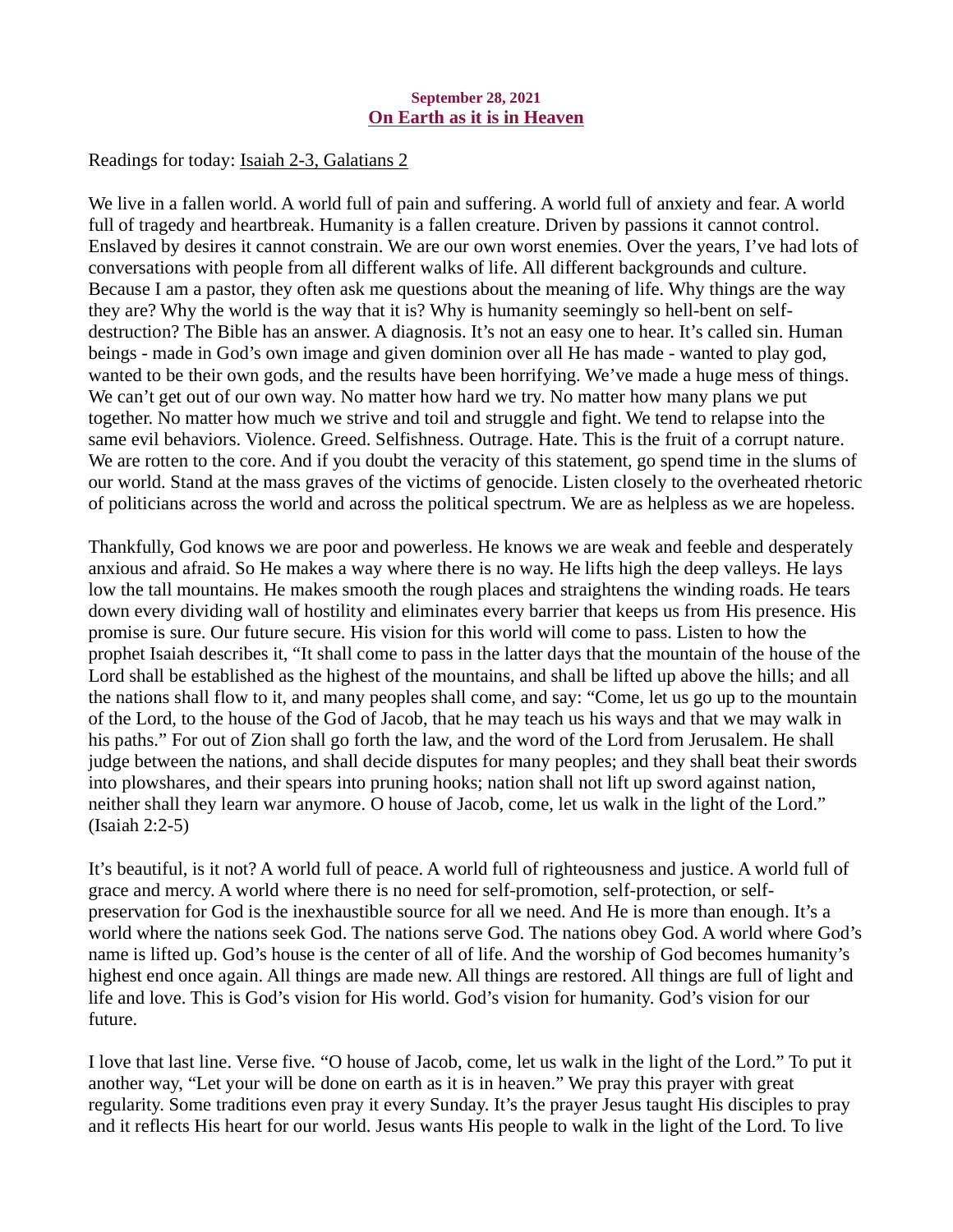**September 28, 2021**
## On Earth as it is in Heaven

Readings for today: Isaiah 2-3, Galatians 2

We live in a fallen world. A world full of pain and suffering. A world full of anxiety and fear. A world full of tragedy and heartbreak. Humanity is a fallen creature. Driven by passions it cannot control. Enslaved by desires it cannot constrain. We are our own worst enemies. Over the years, I've had lots of conversations with people from all different walks of life. All different backgrounds and culture. Because I am a pastor, they often ask me questions about the meaning of life. Why things are the way they are? Why the world is the way that it is? Why is humanity seemingly so hell-bent on self-destruction? The Bible has an answer. A diagnosis. It's not an easy one to hear. It's called sin. Human beings - made in God's own image and given dominion over all He has made - wanted to play god, wanted to be their own gods, and the results have been horrifying. We've made a huge mess of things. We can't get out of our own way. No matter how hard we try. No matter how many plans we put together. No matter how much we strive and toil and struggle and fight. We tend to relapse into the same evil behaviors. Violence. Greed. Selfishness. Outrage. Hate. This is the fruit of a corrupt nature. We are rotten to the core. And if you doubt the veracity of this statement, go spend time in the slums of our world. Stand at the mass graves of the victims of genocide. Listen closely to the overheated rhetoric of politicians across the world and across the political spectrum. We are as helpless as we are hopeless.

Thankfully, God knows we are poor and powerless. He knows we are weak and feeble and desperately anxious and afraid. So He makes a way where there is no way. He lifts high the deep valleys. He lays low the tall mountains. He makes smooth the rough places and straightens the winding roads. He tears down every dividing wall of hostility and eliminates every barrier that keeps us from His presence. His promise is sure. Our future secure. His vision for this world will come to pass. Listen to how the prophet Isaiah describes it, "It shall come to pass in the latter days that the mountain of the house of the Lord shall be established as the highest of the mountains, and shall be lifted up above the hills; and all the nations shall flow to it, and many peoples shall come, and say: "Come, let us go up to the mountain of the Lord, to the house of the God of Jacob, that he may teach us his ways and that we may walk in his paths." For out of Zion shall go forth the law, and the word of the Lord from Jerusalem. He shall judge between the nations, and shall decide disputes for many peoples; and they shall beat their swords into plowshares, and their spears into pruning hooks; nation shall not lift up sword against nation, neither shall they learn war anymore. O house of Jacob, come, let us walk in the light of the Lord." (Isaiah 2:2-5)

It's beautiful, is it not? A world full of peace. A world full of righteousness and justice. A world full of grace and mercy. A world where there is no need for self-promotion, self-protection, or self-preservation for God is the inexhaustible source for all we need. And He is more than enough. It's a world where the nations seek God. The nations serve God. The nations obey God. A world where God's name is lifted up. God's house is the center of all of life. And the worship of God becomes humanity's highest end once again. All things are made new. All things are restored. All things are full of light and life and love. This is God's vision for His world. God's vision for humanity. God's vision for our future.

I love that last line. Verse five. "O house of Jacob, come, let us walk in the light of the Lord." To put it another way, "Let your will be done on earth as it is in heaven." We pray this prayer with great regularity. Some traditions even pray it every Sunday. It's the prayer Jesus taught His disciples to pray and it reflects His heart for our world. Jesus wants His people to walk in the light of the Lord. To live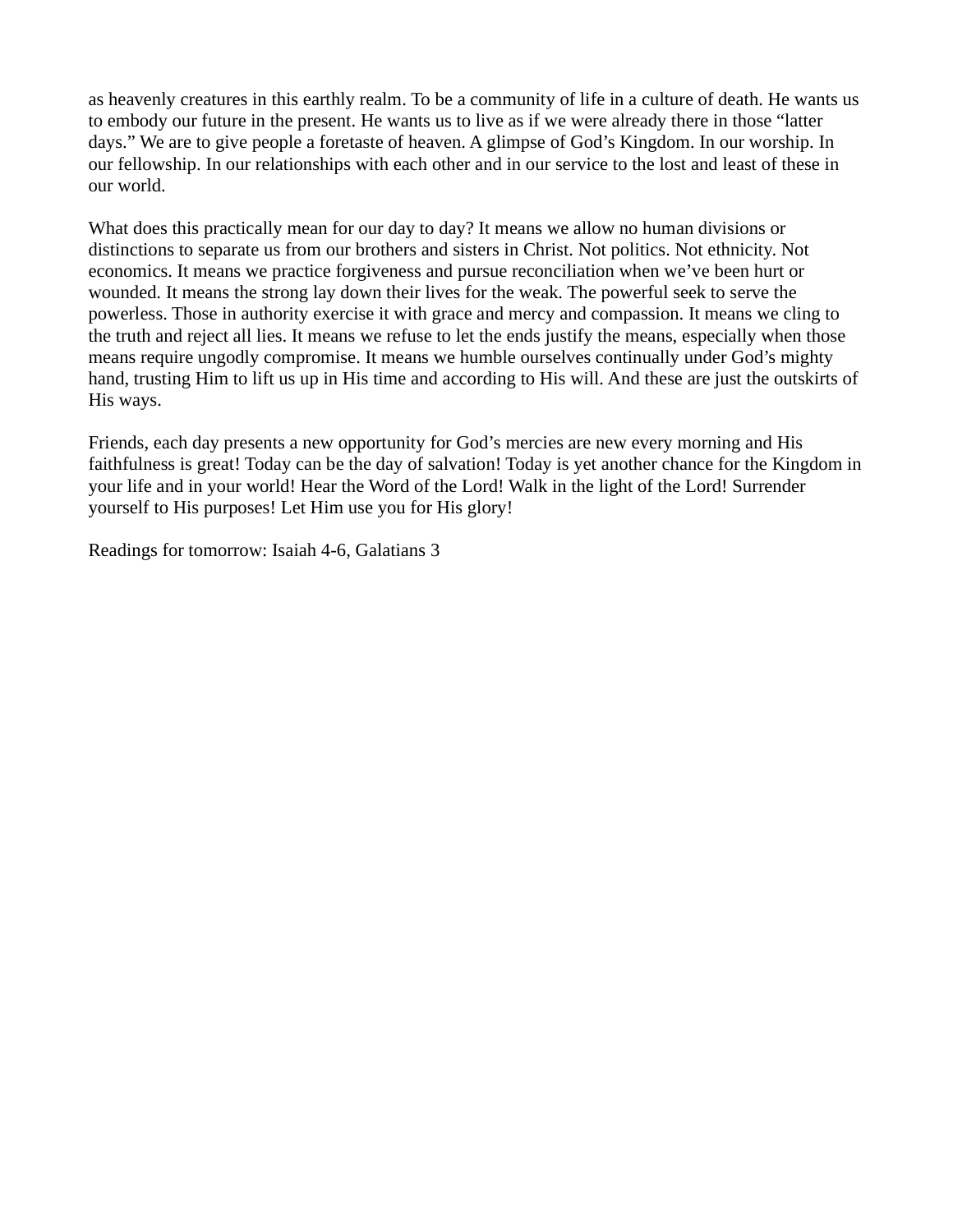as heavenly creatures in this earthly realm. To be a community of life in a culture of death. He wants us to embody our future in the present. He wants us to live as if we were already there in those "latter days." We are to give people a foretaste of heaven. A glimpse of God's Kingdom. In our worship. In our fellowship. In our relationships with each other and in our service to the lost and least of these in our world.

What does this practically mean for our day to day? It means we allow no human divisions or distinctions to separate us from our brothers and sisters in Christ. Not politics. Not ethnicity. Not economics. It means we practice forgiveness and pursue reconciliation when we've been hurt or wounded. It means the strong lay down their lives for the weak. The powerful seek to serve the powerless. Those in authority exercise it with grace and mercy and compassion. It means we cling to the truth and reject all lies. It means we refuse to let the ends justify the means, especially when those means require ungodly compromise. It means we humble ourselves continually under God's mighty hand, trusting Him to lift us up in His time and according to His will. And these are just the outskirts of His ways.

Friends, each day presents a new opportunity for God's mercies are new every morning and His faithfulness is great! Today can be the day of salvation! Today is yet another chance for the Kingdom in your life and in your world! Hear the Word of the Lord! Walk in the light of the Lord! Surrender yourself to His purposes! Let Him use you for His glory!

Readings for tomorrow: Isaiah 4-6, Galatians 3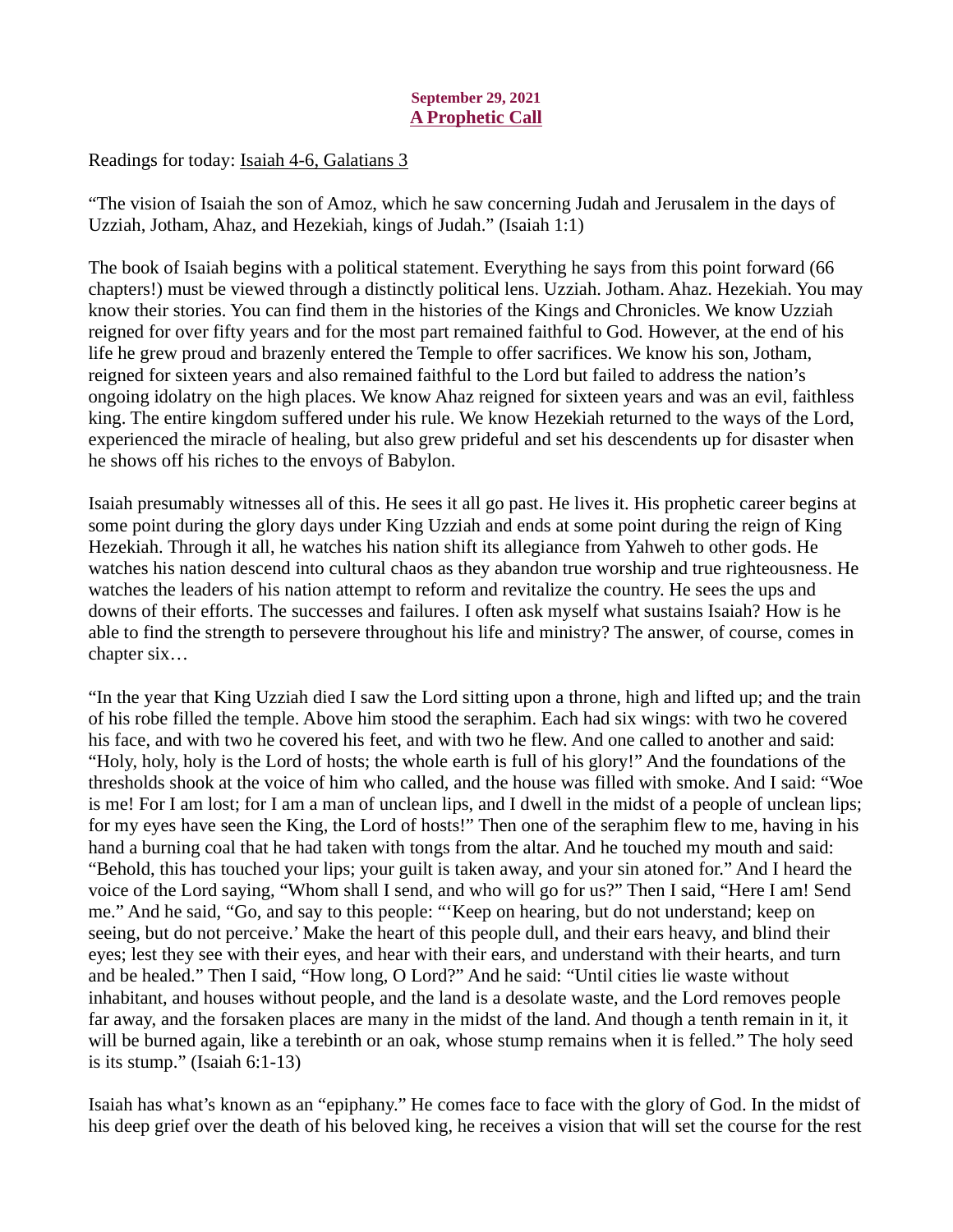**September 29, 2021**
**A Prophetic Call**

Readings for today: Isaiah 4-6, Galatians 3

"The vision of Isaiah the son of Amoz, which he saw concerning Judah and Jerusalem in the days of Uzziah, Jotham, Ahaz, and Hezekiah, kings of Judah." (Isaiah 1:1)

The book of Isaiah begins with a political statement. Everything he says from this point forward (66 chapters!) must be viewed through a distinctly political lens. Uzziah. Jotham. Ahaz. Hezekiah. You may know their stories. You can find them in the histories of the Kings and Chronicles. We know Uzziah reigned for over fifty years and for the most part remained faithful to God. However, at the end of his life he grew proud and brazenly entered the Temple to offer sacrifices. We know his son, Jotham, reigned for sixteen years and also remained faithful to the Lord but failed to address the nation's ongoing idolatry on the high places. We know Ahaz reigned for sixteen years and was an evil, faithless king. The entire kingdom suffered under his rule. We know Hezekiah returned to the ways of the Lord, experienced the miracle of healing, but also grew prideful and set his descendents up for disaster when he shows off his riches to the envoys of Babylon.

Isaiah presumably witnesses all of this. He sees it all go past. He lives it. His prophetic career begins at some point during the glory days under King Uzziah and ends at some point during the reign of King Hezekiah. Through it all, he watches his nation shift its allegiance from Yahweh to other gods. He watches his nation descend into cultural chaos as they abandon true worship and true righteousness. He watches the leaders of his nation attempt to reform and revitalize the country. He sees the ups and downs of their efforts. The successes and failures. I often ask myself what sustains Isaiah? How is he able to find the strength to persevere throughout his life and ministry? The answer, of course, comes in chapter six…

"In the year that King Uzziah died I saw the Lord sitting upon a throne, high and lifted up; and the train of his robe filled the temple. Above him stood the seraphim. Each had six wings: with two he covered his face, and with two he covered his feet, and with two he flew. And one called to another and said: "Holy, holy, holy is the Lord of hosts; the whole earth is full of his glory!" And the foundations of the thresholds shook at the voice of him who called, and the house was filled with smoke. And I said: "Woe is me! For I am lost; for I am a man of unclean lips, and I dwell in the midst of a people of unclean lips; for my eyes have seen the King, the Lord of hosts!" Then one of the seraphim flew to me, having in his hand a burning coal that he had taken with tongs from the altar. And he touched my mouth and said: "Behold, this has touched your lips; your guilt is taken away, and your sin atoned for." And I heard the voice of the Lord saying, "Whom shall I send, and who will go for us?" Then I said, "Here I am! Send me." And he said, "Go, and say to this people: "'Keep on hearing, but do not understand; keep on seeing, but do not perceive.' Make the heart of this people dull, and their ears heavy, and blind their eyes; lest they see with their eyes, and hear with their ears, and understand with their hearts, and turn and be healed." Then I said, "How long, O Lord?" And he said: "Until cities lie waste without inhabitant, and houses without people, and the land is a desolate waste, and the Lord removes people far away, and the forsaken places are many in the midst of the land. And though a tenth remain in it, it will be burned again, like a terebinth or an oak, whose stump remains when it is felled." The holy seed is its stump." (Isaiah 6:1-13)

Isaiah has what's known as an "epiphany." He comes face to face with the glory of God. In the midst of his deep grief over the death of his beloved king, he receives a vision that will set the course for the rest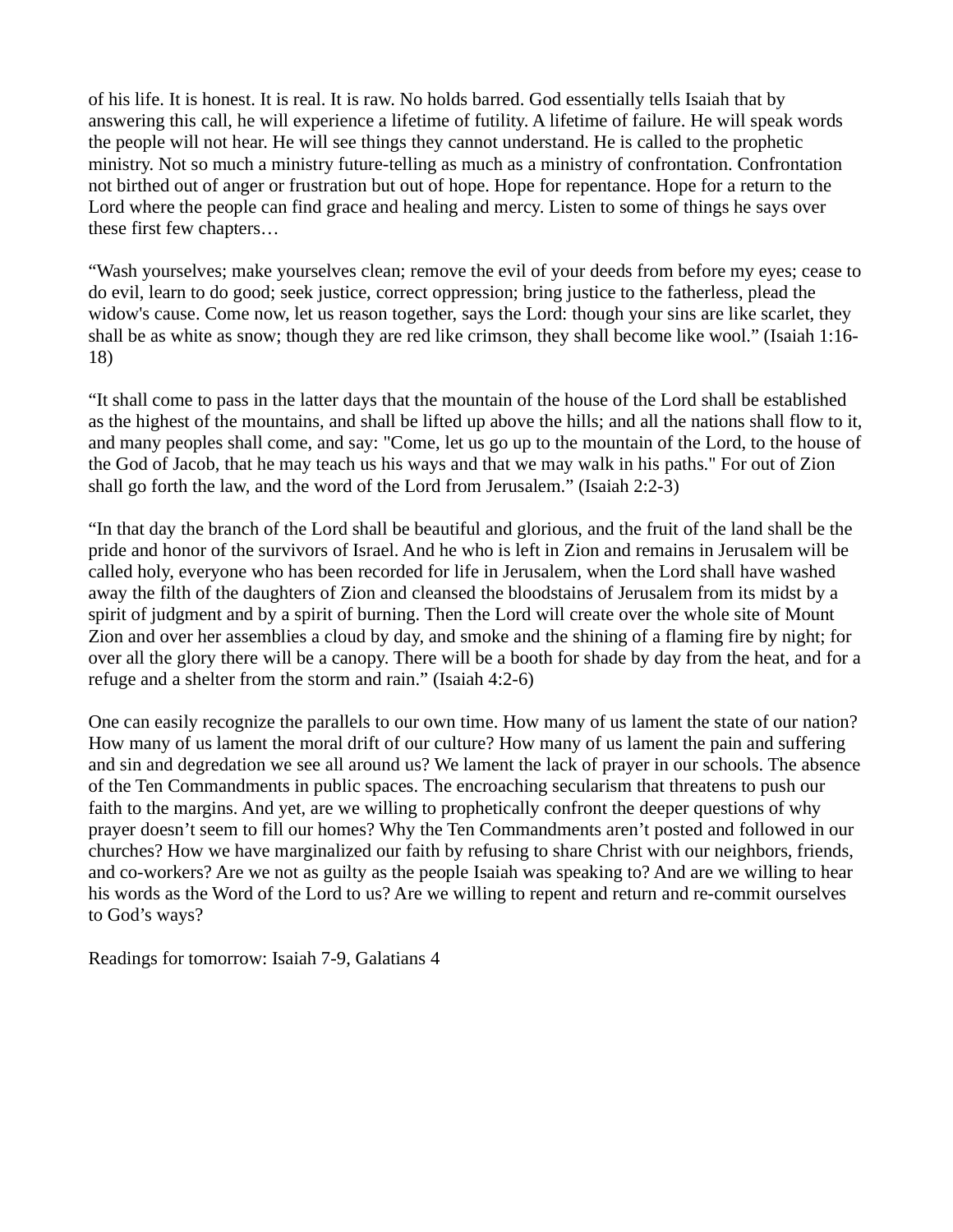of his life. It is honest. It is real. It is raw. No holds barred. God essentially tells Isaiah that by answering this call, he will experience a lifetime of futility. A lifetime of failure. He will speak words the people will not hear. He will see things they cannot understand. He is called to the prophetic ministry. Not so much a ministry future-telling as much as a ministry of confrontation. Confrontation not birthed out of anger or frustration but out of hope. Hope for repentance. Hope for a return to the Lord where the people can find grace and healing and mercy. Listen to some of things he says over these first few chapters…

“Wash yourselves; make yourselves clean; remove the evil of your deeds from before my eyes; cease to do evil, learn to do good; seek justice, correct oppression; bring justice to the fatherless, plead the widow's cause. Come now, let us reason together, says the Lord: though your sins are like scarlet, they shall be as white as snow; though they are red like crimson, they shall become like wool.” (Isaiah 1:16-18)

“It shall come to pass in the latter days that the mountain of the house of the Lord shall be established as the highest of the mountains, and shall be lifted up above the hills; and all the nations shall flow to it, and many peoples shall come, and say: "Come, let us go up to the mountain of the Lord, to the house of the God of Jacob, that he may teach us his ways and that we may walk in his paths." For out of Zion shall go forth the law, and the word of the Lord from Jerusalem.” (Isaiah 2:2-3)

“In that day the branch of the Lord shall be beautiful and glorious, and the fruit of the land shall be the pride and honor of the survivors of Israel. And he who is left in Zion and remains in Jerusalem will be called holy, everyone who has been recorded for life in Jerusalem, when the Lord shall have washed away the filth of the daughters of Zion and cleansed the bloodstains of Jerusalem from its midst by a spirit of judgment and by a spirit of burning. Then the Lord will create over the whole site of Mount Zion and over her assemblies a cloud by day, and smoke and the shining of a flaming fire by night; for over all the glory there will be a canopy. There will be a booth for shade by day from the heat, and for a refuge and a shelter from the storm and rain.” (Isaiah 4:2-6)

One can easily recognize the parallels to our own time. How many of us lament the state of our nation? How many of us lament the moral drift of our culture? How many of us lament the pain and suffering and sin and degredation we see all around us? We lament the lack of prayer in our schools. The absence of the Ten Commandments in public spaces. The encroaching secularism that threatens to push our faith to the margins. And yet, are we willing to prophetically confront the deeper questions of why prayer doesn’t seem to fill our homes? Why the Ten Commandments aren’t posted and followed in our churches? How we have marginalized our faith by refusing to share Christ with our neighbors, friends, and co-workers? Are we not as guilty as the people Isaiah was speaking to? And are we willing to hear his words as the Word of the Lord to us? Are we willing to repent and return and re-commit ourselves to God’s ways?

Readings for tomorrow: Isaiah 7-9, Galatians 4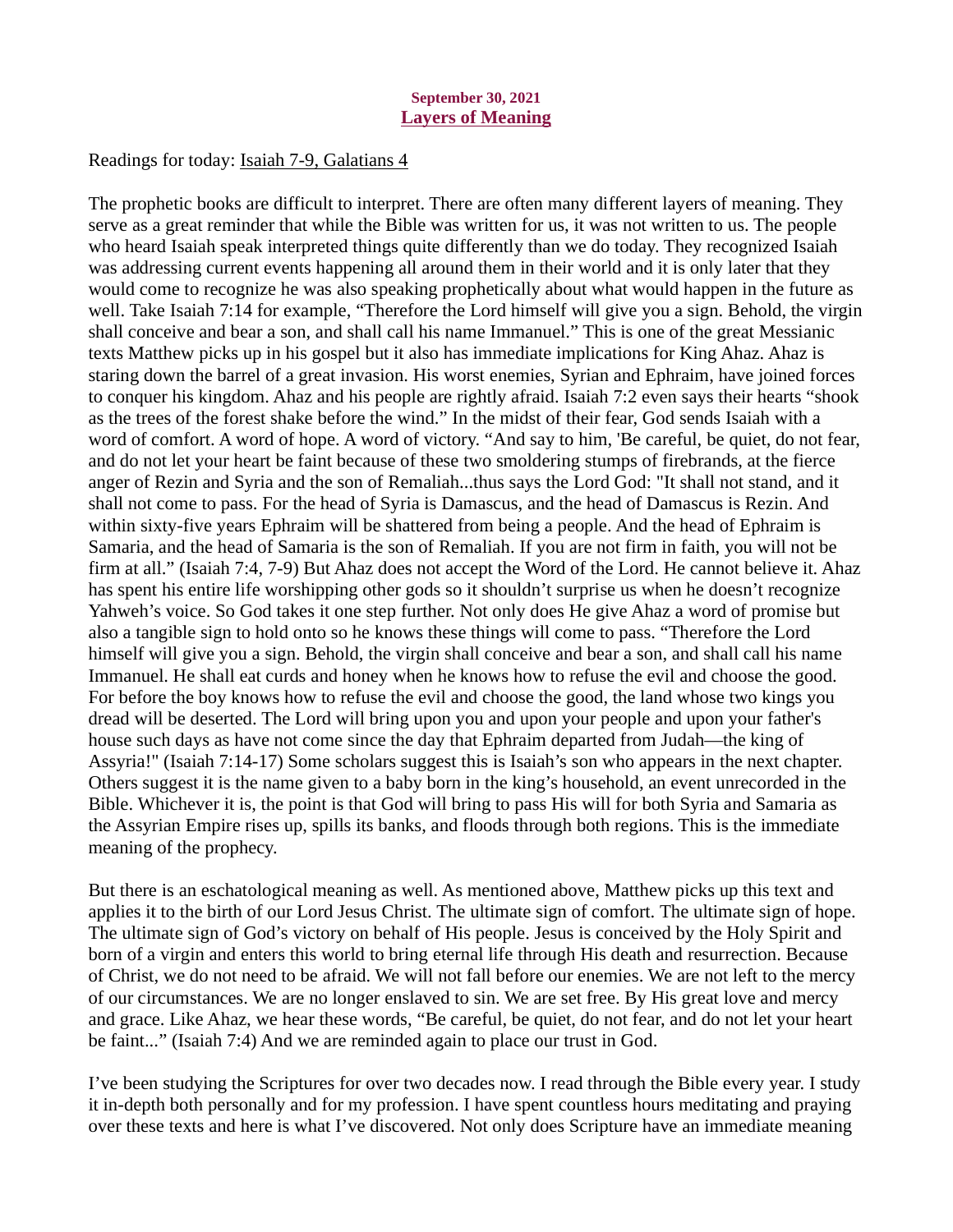**September 30, 2021**
## Layers of Meaning

Readings for today: Isaiah 7-9, Galatians 4

The prophetic books are difficult to interpret. There are often many different layers of meaning. They serve as a great reminder that while the Bible was written for us, it was not written to us. The people who heard Isaiah speak interpreted things quite differently than we do today. They recognized Isaiah was addressing current events happening all around them in their world and it is only later that they would come to recognize he was also speaking prophetically about what would happen in the future as well. Take Isaiah 7:14 for example, "Therefore the Lord himself will give you a sign. Behold, the virgin shall conceive and bear a son, and shall call his name Immanuel." This is one of the great Messianic texts Matthew picks up in his gospel but it also has immediate implications for King Ahaz. Ahaz is staring down the barrel of a great invasion. His worst enemies, Syrian and Ephraim, have joined forces to conquer his kingdom. Ahaz and his people are rightly afraid. Isaiah 7:2 even says their hearts "shook as the trees of the forest shake before the wind." In the midst of their fear, God sends Isaiah with a word of comfort. A word of hope. A word of victory. "And say to him, 'Be careful, be quiet, do not fear, and do not let your heart be faint because of these two smoldering stumps of firebrands, at the fierce anger of Rezin and Syria and the son of Remaliah...thus says the Lord God: "It shall not stand, and it shall not come to pass. For the head of Syria is Damascus, and the head of Damascus is Rezin. And within sixty-five years Ephraim will be shattered from being a people. And the head of Ephraim is Samaria, and the head of Samaria is the son of Remaliah. If you are not firm in faith, you will not be firm at all." (Isaiah 7:4, 7-9) But Ahaz does not accept the Word of the Lord. He cannot believe it. Ahaz has spent his entire life worshipping other gods so it shouldn't surprise us when he doesn't recognize Yahweh's voice. So God takes it one step further. Not only does He give Ahaz a word of promise but also a tangible sign to hold onto so he knows these things will come to pass. "Therefore the Lord himself will give you a sign. Behold, the virgin shall conceive and bear a son, and shall call his name Immanuel. He shall eat curds and honey when he knows how to refuse the evil and choose the good. For before the boy knows how to refuse the evil and choose the good, the land whose two kings you dread will be deserted. The Lord will bring upon you and upon your people and upon your father's house such days as have not come since the day that Ephraim departed from Judah—the king of Assyria!" (Isaiah 7:14-17) Some scholars suggest this is Isaiah's son who appears in the next chapter. Others suggest it is the name given to a baby born in the king's household, an event unrecorded in the Bible. Whichever it is, the point is that God will bring to pass His will for both Syria and Samaria as the Assyrian Empire rises up, spills its banks, and floods through both regions. This is the immediate meaning of the prophecy.

But there is an eschatological meaning as well. As mentioned above, Matthew picks up this text and applies it to the birth of our Lord Jesus Christ. The ultimate sign of comfort. The ultimate sign of hope. The ultimate sign of God's victory on behalf of His people. Jesus is conceived by the Holy Spirit and born of a virgin and enters this world to bring eternal life through His death and resurrection. Because of Christ, we do not need to be afraid. We will not fall before our enemies. We are not left to the mercy of our circumstances. We are no longer enslaved to sin. We are set free. By His great love and mercy and grace. Like Ahaz, we hear these words, "Be careful, be quiet, do not fear, and do not let your heart be faint..." (Isaiah 7:4) And we are reminded again to place our trust in God.

I've been studying the Scriptures for over two decades now. I read through the Bible every year. I study it in-depth both personally and for my profession. I have spent countless hours meditating and praying over these texts and here is what I've discovered. Not only does Scripture have an immediate meaning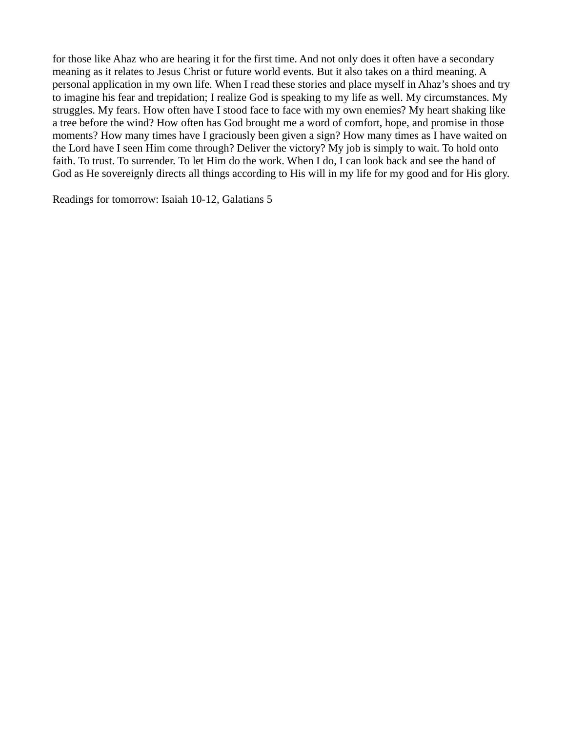for those like Ahaz who are hearing it for the first time. And not only does it often have a secondary meaning as it relates to Jesus Christ or future world events. But it also takes on a third meaning. A personal application in my own life. When I read these stories and place myself in Ahaz's shoes and try to imagine his fear and trepidation; I realize God is speaking to my life as well. My circumstances. My struggles. My fears. How often have I stood face to face with my own enemies? My heart shaking like a tree before the wind? How often has God brought me a word of comfort, hope, and promise in those moments? How many times have I graciously been given a sign? How many times as I have waited on the Lord have I seen Him come through? Deliver the victory? My job is simply to wait. To hold onto faith. To trust. To surrender. To let Him do the work. When I do, I can look back and see the hand of God as He sovereignly directs all things according to His will in my life for my good and for His glory.

Readings for tomorrow: Isaiah 10-12, Galatians 5